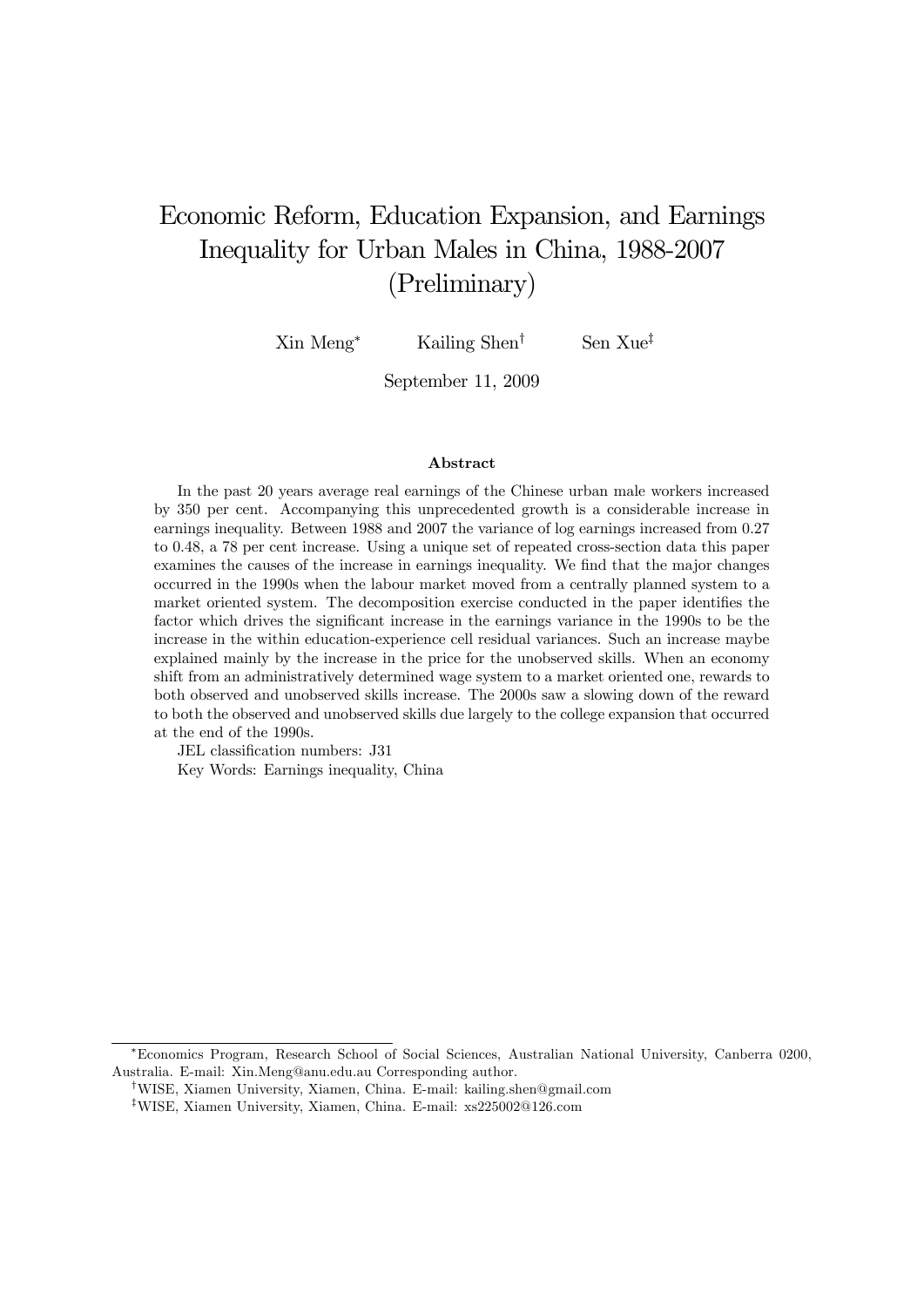# Economic Reform, Education Expansion, and Earnings Inequality for Urban Males in China, 1988-2007 (Preliminary)

Xin Meng[*] Kailing Shen[†] Sen Xue[‡]

September 11, 2009

### Abstract

In the past 20 years average real earnings of the Chinese urban male workers increased by 350 per cent. Accompanying this unprecedented growth is a considerable increase in earnings inequality. Between 1988 and 2007 the variance of log earnings increased from 0.27 to 0.48, a 78 per cent increase. Using a unique set of repeated cross-section data this paper examines the causes of the increase in earnings inequality. We find that the major changes occurred in the 1990s when the labour market moved from a centrally planned system to a market oriented system. The decomposition exercise conducted in the paper identifies the factor which drives the significant increase in the earnings variance in the 1990s to be the increase in the within education-experience cell residual variances. Such an increase maybe explained mainly by the increase in the price for the unobserved skills. When an economy shift from an administratively determined wage system to a market oriented one, rewards to both observed and unobserved skills increase. The 2000s saw a slowing down of the reward to both the observed and unobserved skills due largely to the college expansion that occurred at the end of the 1990s.

JEL classification numbers: J31

Key Words: Earnings inequality, China

---

[*] Economics Program, Research School of Social Sciences, Australian National University, Canberra 0200, Australia. E-mail: Xin.Meng@anu.edu.au Corresponding author.

[†] WISE, Xiamen University, Xiamen, China. E-mail: kailing.shen@gmail.com

[‡] WISE, Xiamen University, Xiamen, China. E-mail: xs225002@126.com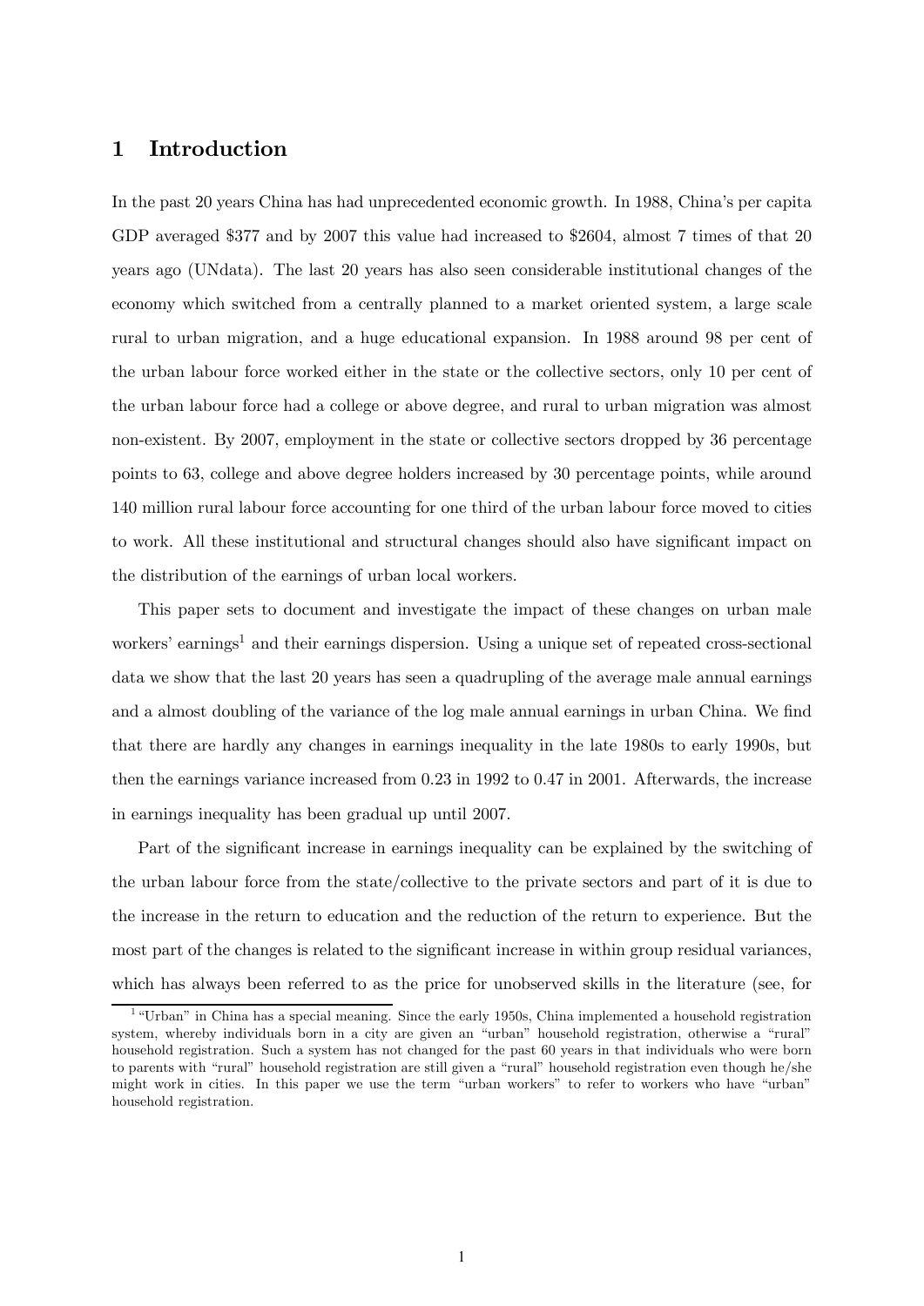# 1 Introduction

In the past 20 years China has had unprecedented economic growth. In 1988, China's per capita GDP averaged \$377 and by 2007 this value had increased to \$2604, almost 7 times of that 20 years ago (UNdata). The last 20 years has also seen considerable institutional changes of the economy which switched from a centrally planned to a market oriented system, a large scale rural to urban migration, and a huge educational expansion. In 1988 around 98 per cent of the urban labour force worked either in the state or the collective sectors, only 10 per cent of the urban labour force had a college or above degree, and rural to urban migration was almost non-existent. By 2007, employment in the state or collective sectors dropped by 36 percentage points to 63, college and above degree holders increased by 30 percentage points, while around 140 million rural labour force accounting for one third of the urban labour force moved to cities to work. All these institutional and structural changes should also have significant impact on the distribution of the earnings of urban local workers.

This paper sets to document and investigate the impact of these changes on urban male workers' earnings[1] and their earnings dispersion. Using a unique set of repeated cross-sectional data we show that the last 20 years has seen a quadrupling of the average male annual earnings and a almost doubling of the variance of the log male annual earnings in urban China. We find that there are hardly any changes in earnings inequality in the late 1980s to early 1990s, but then the earnings variance increased from 0.23 in 1992 to 0.47 in 2001. Afterwards, the increase in earnings inequality has been gradual up until 2007.

Part of the significant increase in earnings inequality can be explained by the switching of the urban labour force from the state/collective to the private sectors and part of it is due to the increase in the return to education and the reduction of the return to experience. But the most part of the changes is related to the significant increase in within group residual variances, which has always been referred to as the price for unobserved skills in the literature (see, for

[1] "Urban" in China has a special meaning. Since the early 1950s, China implemented a household registration system, whereby individuals born in a city are given an "urban" household registration, otherwise a "rural" household registration. Such a system has not changed for the past 60 years in that individuals who were born to parents with "rural" household registration are still given a "rural" household registration even though he/she might work in cities. In this paper we use the term "urban workers" to refer to workers who have "urban" household registration.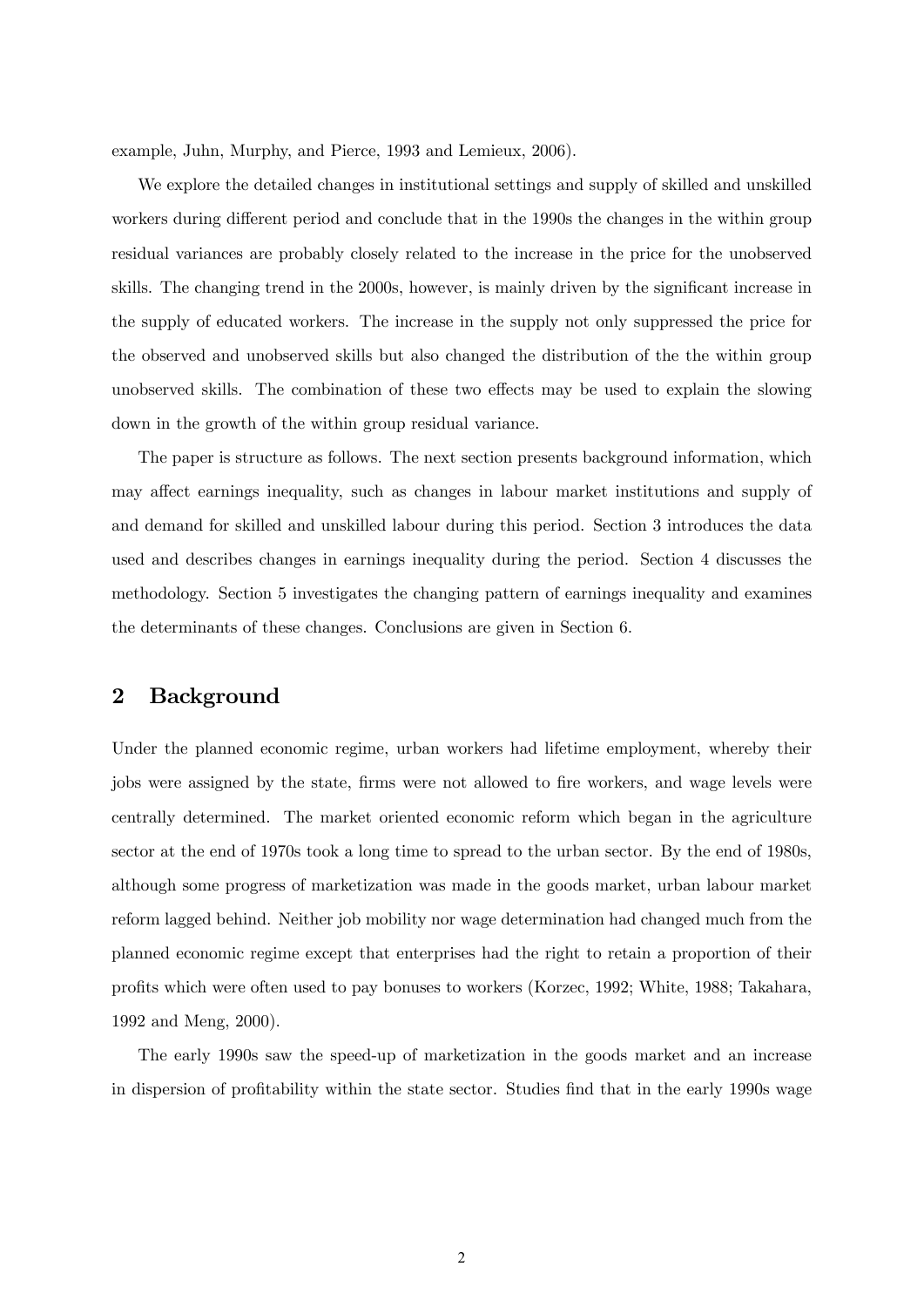example, Juhn, Murphy, and Pierce, 1993 and Lemieux, 2006).

We explore the detailed changes in institutional settings and supply of skilled and unskilled workers during different period and conclude that in the 1990s the changes in the within group residual variances are probably closely related to the increase in the price for the unobserved skills. The changing trend in the 2000s, however, is mainly driven by the significant increase in the supply of educated workers. The increase in the supply not only suppressed the price for the observed and unobserved skills but also changed the distribution of the the within group unobserved skills. The combination of these two effects may be used to explain the slowing down in the growth of the within group residual variance.

The paper is structure as follows. The next section presents background information, which may affect earnings inequality, such as changes in labour market institutions and supply of and demand for skilled and unskilled labour during this period. Section 3 introduces the data used and describes changes in earnings inequality during the period. Section 4 discusses the methodology. Section 5 investigates the changing pattern of earnings inequality and examines the determinants of these changes. Conclusions are given in Section 6.

## 2 Background

Under the planned economic regime, urban workers had lifetime employment, whereby their jobs were assigned by the state, firms were not allowed to fire workers, and wage levels were centrally determined. The market oriented economic reform which began in the agriculture sector at the end of 1970s took a long time to spread to the urban sector. By the end of 1980s, although some progress of marketization was made in the goods market, urban labour market reform lagged behind. Neither job mobility nor wage determination had changed much from the planned economic regime except that enterprises had the right to retain a proportion of their profits which were often used to pay bonuses to workers (Korzec, 1992; White, 1988; Takahara, 1992 and Meng, 2000).

The early 1990s saw the speed-up of marketization in the goods market and an increase in dispersion of profitability within the state sector. Studies find that in the early 1990s wage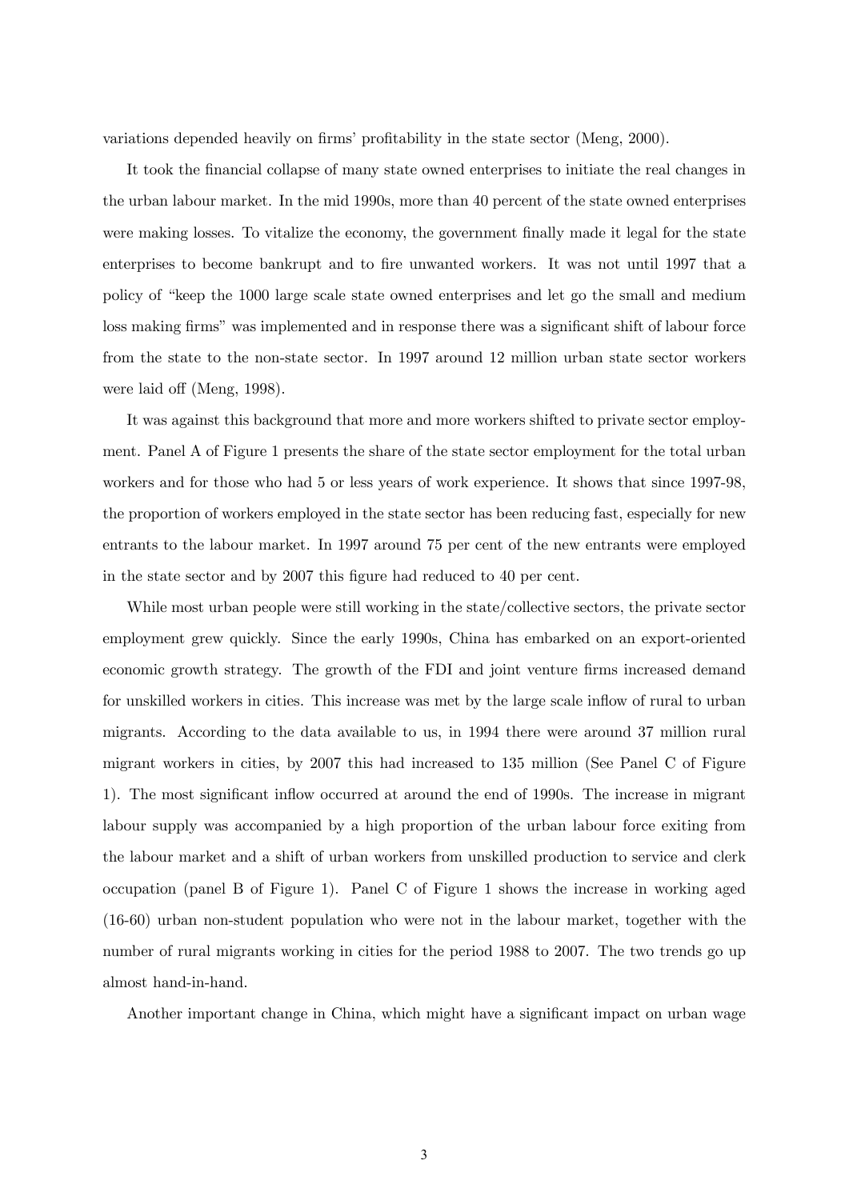variations depended heavily on firms' profitability in the state sector (Meng, 2000).

It took the financial collapse of many state owned enterprises to initiate the real changes in the urban labour market. In the mid 1990s, more than 40 percent of the state owned enterprises were making losses. To vitalize the economy, the government finally made it legal for the state enterprises to become bankrupt and to fire unwanted workers. It was not until 1997 that a policy of "keep the 1000 large scale state owned enterprises and let go the small and medium loss making firms" was implemented and in response there was a significant shift of labour force from the state to the non-state sector. In 1997 around 12 million urban state sector workers were laid off (Meng, 1998).

It was against this background that more and more workers shifted to private sector employment. Panel A of Figure 1 presents the share of the state sector employment for the total urban workers and for those who had 5 or less years of work experience. It shows that since 1997-98, the proportion of workers employed in the state sector has been reducing fast, especially for new entrants to the labour market. In 1997 around 75 per cent of the new entrants were employed in the state sector and by 2007 this figure had reduced to 40 per cent.

While most urban people were still working in the state/collective sectors, the private sector employment grew quickly. Since the early 1990s, China has embarked on an export-oriented economic growth strategy. The growth of the FDI and joint venture firms increased demand for unskilled workers in cities. This increase was met by the large scale inflow of rural to urban migrants. According to the data available to us, in 1994 there were around 37 million rural migrant workers in cities, by 2007 this had increased to 135 million (See Panel C of Figure 1). The most significant inflow occurred at around the end of 1990s. The increase in migrant labour supply was accompanied by a high proportion of the urban labour force exiting from the labour market and a shift of urban workers from unskilled production to service and clerk occupation (panel B of Figure 1). Panel C of Figure 1 shows the increase in working aged (16-60) urban non-student population who were not in the labour market, together with the number of rural migrants working in cities for the period 1988 to 2007. The two trends go up almost hand-in-hand.

Another important change in China, which might have a significant impact on urban wage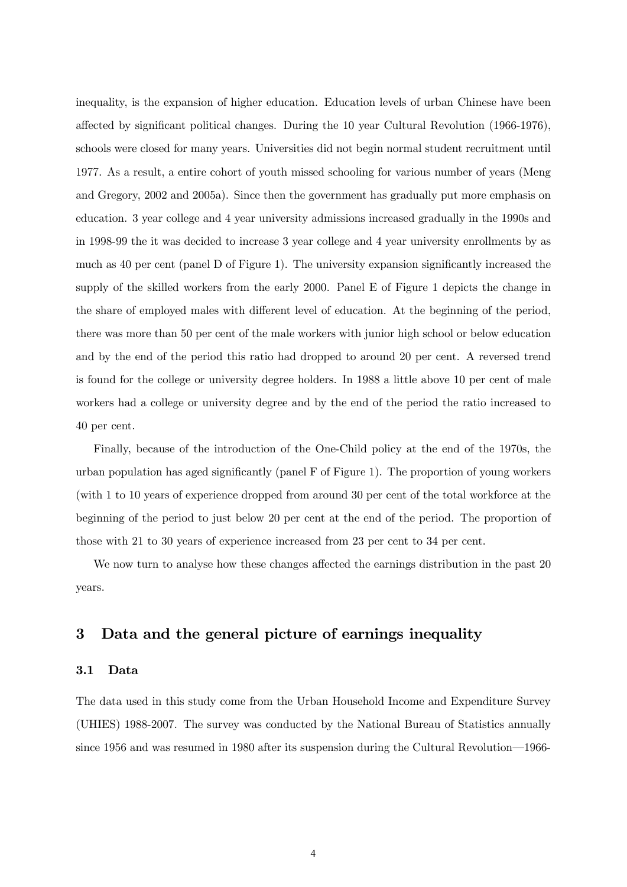inequality, is the expansion of higher education. Education levels of urban Chinese have been affected by significant political changes. During the 10 year Cultural Revolution (1966-1976), schools were closed for many years. Universities did not begin normal student recruitment until 1977. As a result, a entire cohort of youth missed schooling for various number of years (Meng and Gregory, 2002 and 2005a). Since then the government has gradually put more emphasis on education. 3 year college and 4 year university admissions increased gradually in the 1990s and in 1998-99 the it was decided to increase 3 year college and 4 year university enrollments by as much as 40 per cent (panel D of Figure 1). The university expansion significantly increased the supply of the skilled workers from the early 2000. Panel E of Figure 1 depicts the change in the share of employed males with different level of education. At the beginning of the period, there was more than 50 per cent of the male workers with junior high school or below education and by the end of the period this ratio had dropped to around 20 per cent. A reversed trend is found for the college or university degree holders. In 1988 a little above 10 per cent of male workers had a college or university degree and by the end of the period the ratio increased to 40 per cent.

Finally, because of the introduction of the One-Child policy at the end of the 1970s, the urban population has aged significantly (panel F of Figure 1). The proportion of young workers (with 1 to 10 years of experience dropped from around 30 per cent of the total workforce at the beginning of the period to just below 20 per cent at the end of the period. The proportion of those with 21 to 30 years of experience increased from 23 per cent to 34 per cent.

We now turn to analyse how these changes affected the earnings distribution in the past 20 years.

## 3 Data and the general picture of earnings inequality

### 3.1 Data

The data used in this study come from the Urban Household Income and Expenditure Survey (UHIES) 1988-2007. The survey was conducted by the National Bureau of Statistics annually since 1956 and was resumed in 1980 after its suspension during the Cultural Revolution—1966-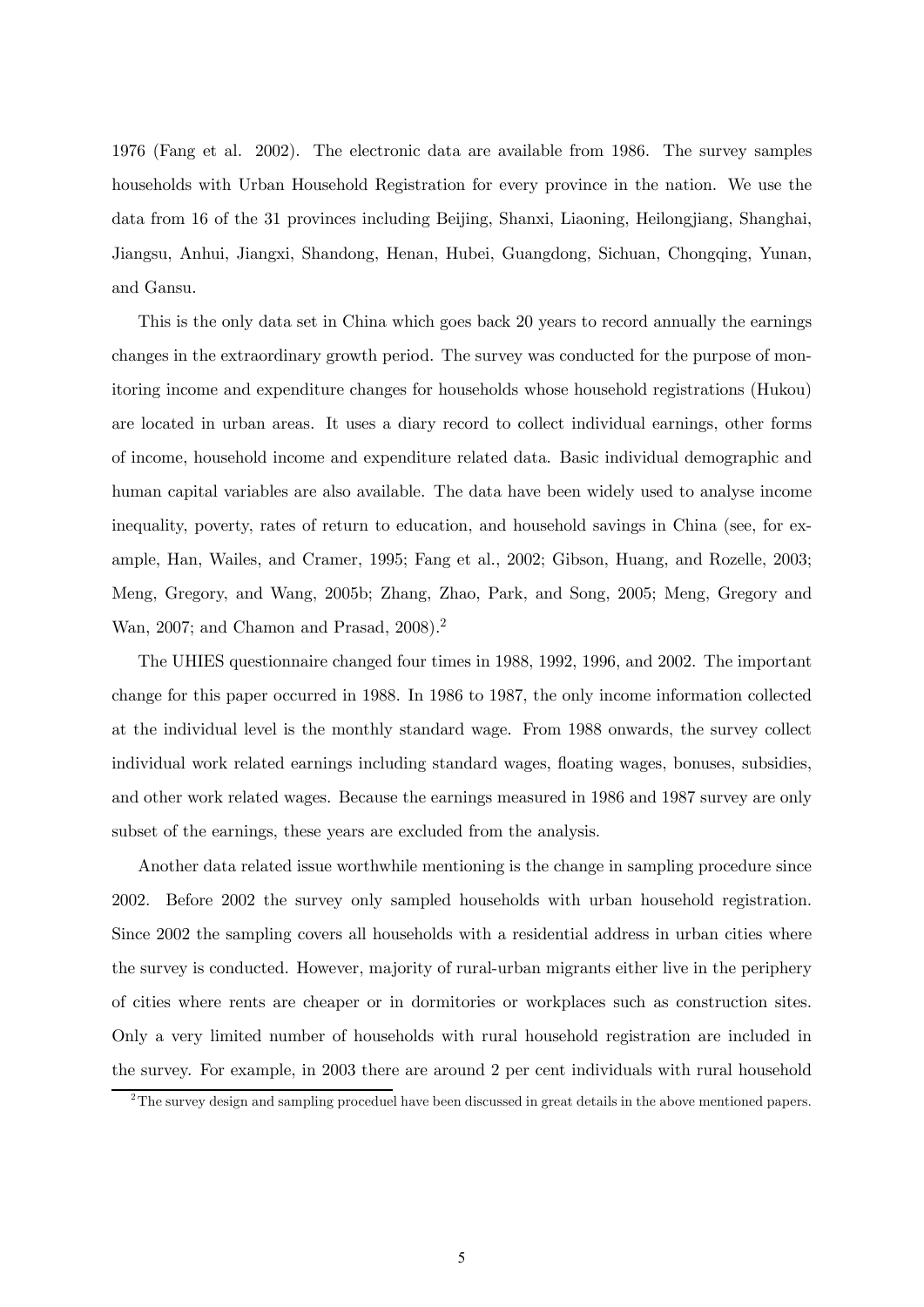1976 (Fang et al. 2002). The electronic data are available from 1986. The survey samples households with Urban Household Registration for every province in the nation. We use the data from 16 of the 31 provinces including Beijing, Shanxi, Liaoning, Heilongjiang, Shanghai, Jiangsu, Anhui, Jiangxi, Shandong, Henan, Hubei, Guangdong, Sichuan, Chongqing, Yunan, and Gansu.

This is the only data set in China which goes back 20 years to record annually the earnings changes in the extraordinary growth period. The survey was conducted for the purpose of monitoring income and expenditure changes for households whose household registrations (Hukou) are located in urban areas. It uses a diary record to collect individual earnings, other forms of income, household income and expenditure related data. Basic individual demographic and human capital variables are also available. The data have been widely used to analyse income inequality, poverty, rates of return to education, and household savings in China (see, for example, Han, Wailes, and Cramer, 1995; Fang et al., 2002; Gibson, Huang, and Rozelle, 2003; Meng, Gregory, and Wang, 2005b; Zhang, Zhao, Park, and Song, 2005; Meng, Gregory and Wan, 2007; and Chamon and Prasad, 2008).[2]

The UHIES questionnaire changed four times in 1988, 1992, 1996, and 2002. The important change for this paper occurred in 1988. In 1986 to 1987, the only income information collected at the individual level is the monthly standard wage. From 1988 onwards, the survey collect individual work related earnings including standard wages, floating wages, bonuses, subsidies, and other work related wages. Because the earnings measured in 1986 and 1987 survey are only subset of the earnings, these years are excluded from the analysis.

Another data related issue worthwhile mentioning is the change in sampling procedure since 2002. Before 2002 the survey only sampled households with urban household registration. Since 2002 the sampling covers all households with a residential address in urban cities where the survey is conducted. However, majority of rural-urban migrants either live in the periphery of cities where rents are cheaper or in dormitories or workplaces such as construction sites. Only a very limited number of households with rural household registration are included in the survey. For example, in 2003 there are around 2 per cent individuals with rural household

[2] The survey design and sampling proceduel have been discussed in great details in the above mentioned papers.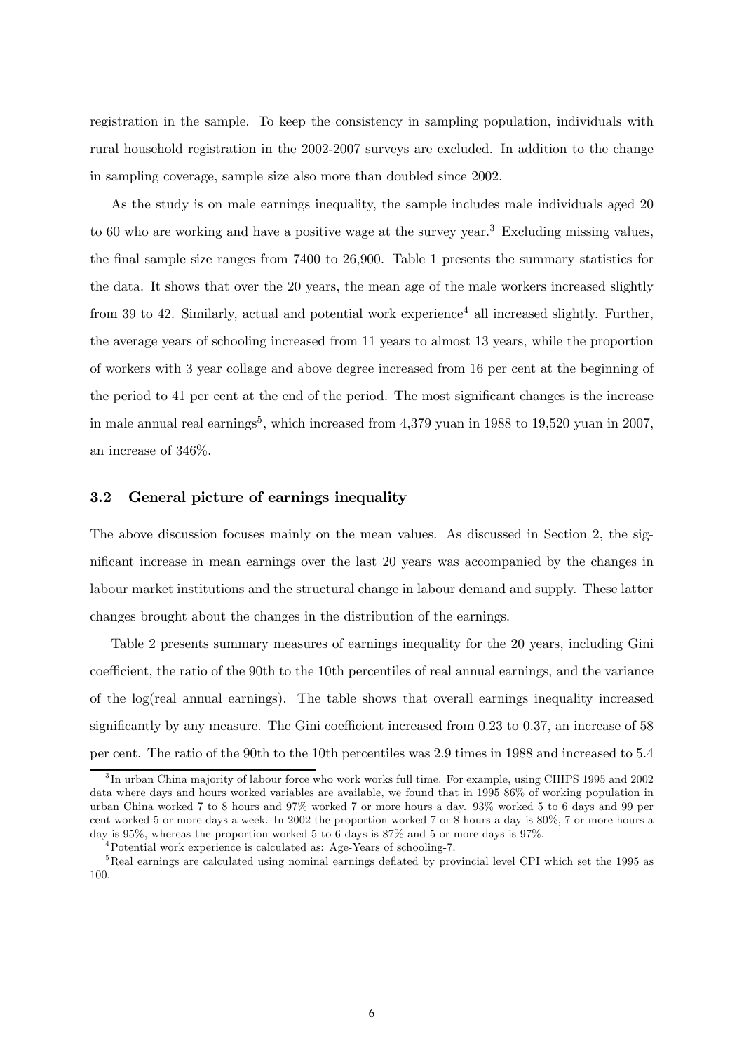registration in the sample. To keep the consistency in sampling population, individuals with rural household registration in the 2002-2007 surveys are excluded. In addition to the change in sampling coverage, sample size also more than doubled since 2002.

As the study is on male earnings inequality, the sample includes male individuals aged 20 to 60 who are working and have a positive wage at the survey year.[3] Excluding missing values, the final sample size ranges from 7400 to 26,900. Table 1 presents the summary statistics for the data. It shows that over the 20 years, the mean age of the male workers increased slightly from 39 to 42. Similarly, actual and potential work experience[4] all increased slightly. Further, the average years of schooling increased from 11 years to almost 13 years, while the proportion of workers with 3 year collage and above degree increased from 16 per cent at the beginning of the period to 41 per cent at the end of the period. The most significant changes is the increase in male annual real earnings[5], which increased from 4,379 yuan in 1988 to 19,520 yuan in 2007, an increase of 346%.

### 3.2 General picture of earnings inequality

The above discussion focuses mainly on the mean values. As discussed in Section 2, the significant increase in mean earnings over the last 20 years was accompanied by the changes in labour market institutions and the structural change in labour demand and supply. These latter changes brought about the changes in the distribution of the earnings.

Table 2 presents summary measures of earnings inequality for the 20 years, including Gini coefficient, the ratio of the 90th to the 10th percentiles of real annual earnings, and the variance of the log(real annual earnings). The table shows that overall earnings inequality increased significantly by any measure. The Gini coefficient increased from 0.23 to 0.37, an increase of 58 per cent. The ratio of the 90th to the 10th percentiles was 2.9 times in 1988 and increased to 5.4

[3] In urban China majority of labour force who work works full time. For example, using CHIPS 1995 and 2002 data where days and hours worked variables are available, we found that in 1995 86% of working population in urban China worked 7 to 8 hours and 97% worked 7 or more hours a day. 93% worked 5 to 6 days and 99 per cent worked 5 or more days a week. In 2002 the proportion worked 7 or 8 hours a day is 80%, 7 or more hours a day is 95%, whereas the proportion worked 5 to 6 days is 87% and 5 or more days is 97%.

[4] Potential work experience is calculated as: Age-Years of schooling-7.

[5] Real earnings are calculated using nominal earnings deflated by provincial level CPI which set the 1995 as 100.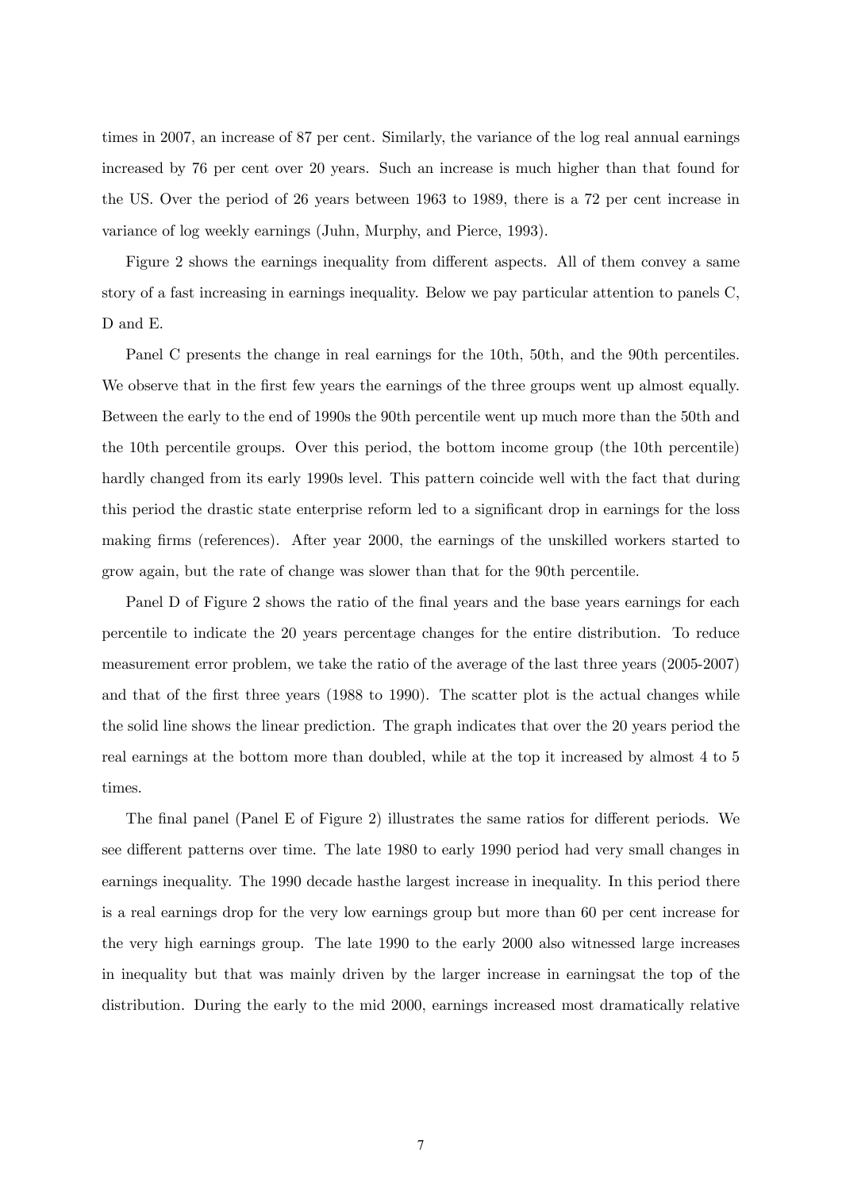times in 2007, an increase of 87 per cent. Similarly, the variance of the log real annual earnings increased by 76 per cent over 20 years. Such an increase is much higher than that found for the US. Over the period of 26 years between 1963 to 1989, there is a 72 per cent increase in variance of log weekly earnings (Juhn, Murphy, and Pierce, 1993).

Figure 2 shows the earnings inequality from different aspects. All of them convey a same story of a fast increasing in earnings inequality. Below we pay particular attention to panels C, D and E.

Panel C presents the change in real earnings for the 10th, 50th, and the 90th percentiles. We observe that in the first few years the earnings of the three groups went up almost equally. Between the early to the end of 1990s the 90th percentile went up much more than the 50th and the 10th percentile groups. Over this period, the bottom income group (the 10th percentile) hardly changed from its early 1990s level. This pattern coincide well with the fact that during this period the drastic state enterprise reform led to a significant drop in earnings for the loss making firms (references). After year 2000, the earnings of the unskilled workers started to grow again, but the rate of change was slower than that for the 90th percentile.

Panel D of Figure 2 shows the ratio of the final years and the base years earnings for each percentile to indicate the 20 years percentage changes for the entire distribution. To reduce measurement error problem, we take the ratio of the average of the last three years (2005-2007) and that of the first three years (1988 to 1990). The scatter plot is the actual changes while the solid line shows the linear prediction. The graph indicates that over the 20 years period the real earnings at the bottom more than doubled, while at the top it increased by almost 4 to 5 times.

The final panel (Panel E of Figure 2) illustrates the same ratios for different periods. We see different patterns over time. The late 1980 to early 1990 period had very small changes in earnings inequality. The 1990 decade hasthe largest increase in inequality. In this period there is a real earnings drop for the very low earnings group but more than 60 per cent increase for the very high earnings group. The late 1990 to the early 2000 also witnessed large increases in inequality but that was mainly driven by the larger increase in earningsat the top of the distribution. During the early to the mid 2000, earnings increased most dramatically relative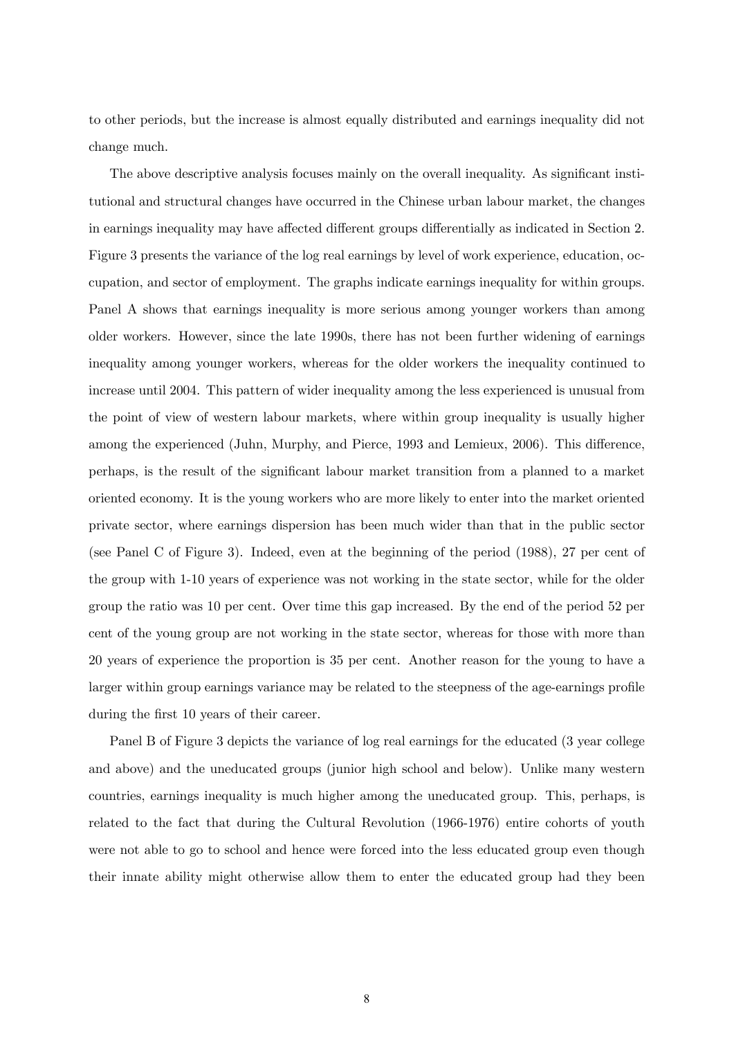to other periods, but the increase is almost equally distributed and earnings inequality did not change much.

The above descriptive analysis focuses mainly on the overall inequality. As significant institutional and structural changes have occurred in the Chinese urban labour market, the changes in earnings inequality may have affected different groups differentially as indicated in Section 2. Figure 3 presents the variance of the log real earnings by level of work experience, education, occupation, and sector of employment. The graphs indicate earnings inequality for within groups. Panel A shows that earnings inequality is more serious among younger workers than among older workers. However, since the late 1990s, there has not been further widening of earnings inequality among younger workers, whereas for the older workers the inequality continued to increase until 2004. This pattern of wider inequality among the less experienced is unusual from the point of view of western labour markets, where within group inequality is usually higher among the experienced (Juhn, Murphy, and Pierce, 1993 and Lemieux, 2006). This difference, perhaps, is the result of the significant labour market transition from a planned to a market oriented economy. It is the young workers who are more likely to enter into the market oriented private sector, where earnings dispersion has been much wider than that in the public sector (see Panel C of Figure 3). Indeed, even at the beginning of the period (1988), 27 per cent of the group with 1-10 years of experience was not working in the state sector, while for the older group the ratio was 10 per cent. Over time this gap increased. By the end of the period 52 per cent of the young group are not working in the state sector, whereas for those with more than 20 years of experience the proportion is 35 per cent. Another reason for the young to have a larger within group earnings variance may be related to the steepness of the age-earnings profile during the first 10 years of their career.

Panel B of Figure 3 depicts the variance of log real earnings for the educated (3 year college and above) and the uneducated groups (junior high school and below). Unlike many western countries, earnings inequality is much higher among the uneducated group. This, perhaps, is related to the fact that during the Cultural Revolution (1966-1976) entire cohorts of youth were not able to go to school and hence were forced into the less educated group even though their innate ability might otherwise allow them to enter the educated group had they been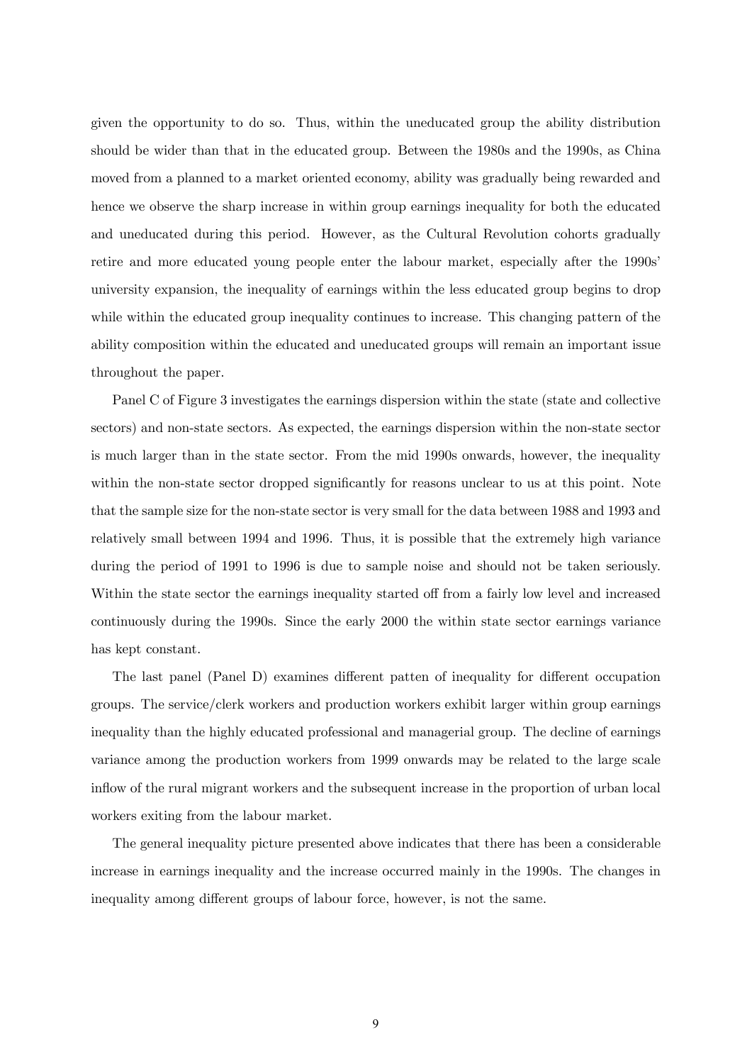given the opportunity to do so. Thus, within the uneducated group the ability distribution should be wider than that in the educated group. Between the 1980s and the 1990s, as China moved from a planned to a market oriented economy, ability was gradually being rewarded and hence we observe the sharp increase in within group earnings inequality for both the educated and uneducated during this period. However, as the Cultural Revolution cohorts gradually retire and more educated young people enter the labour market, especially after the 1990s' university expansion, the inequality of earnings within the less educated group begins to drop while within the educated group inequality continues to increase. This changing pattern of the ability composition within the educated and uneducated groups will remain an important issue throughout the paper.

Panel C of Figure 3 investigates the earnings dispersion within the state (state and collective sectors) and non-state sectors. As expected, the earnings dispersion within the non-state sector is much larger than in the state sector. From the mid 1990s onwards, however, the inequality within the non-state sector dropped significantly for reasons unclear to us at this point. Note that the sample size for the non-state sector is very small for the data between 1988 and 1993 and relatively small between 1994 and 1996. Thus, it is possible that the extremely high variance during the period of 1991 to 1996 is due to sample noise and should not be taken seriously. Within the state sector the earnings inequality started off from a fairly low level and increased continuously during the 1990s. Since the early 2000 the within state sector earnings variance has kept constant.

The last panel (Panel D) examines different patten of inequality for different occupation groups. The service/clerk workers and production workers exhibit larger within group earnings inequality than the highly educated professional and managerial group. The decline of earnings variance among the production workers from 1999 onwards may be related to the large scale inflow of the rural migrant workers and the subsequent increase in the proportion of urban local workers exiting from the labour market.

The general inequality picture presented above indicates that there has been a considerable increase in earnings inequality and the increase occurred mainly in the 1990s. The changes in inequality among different groups of labour force, however, is not the same.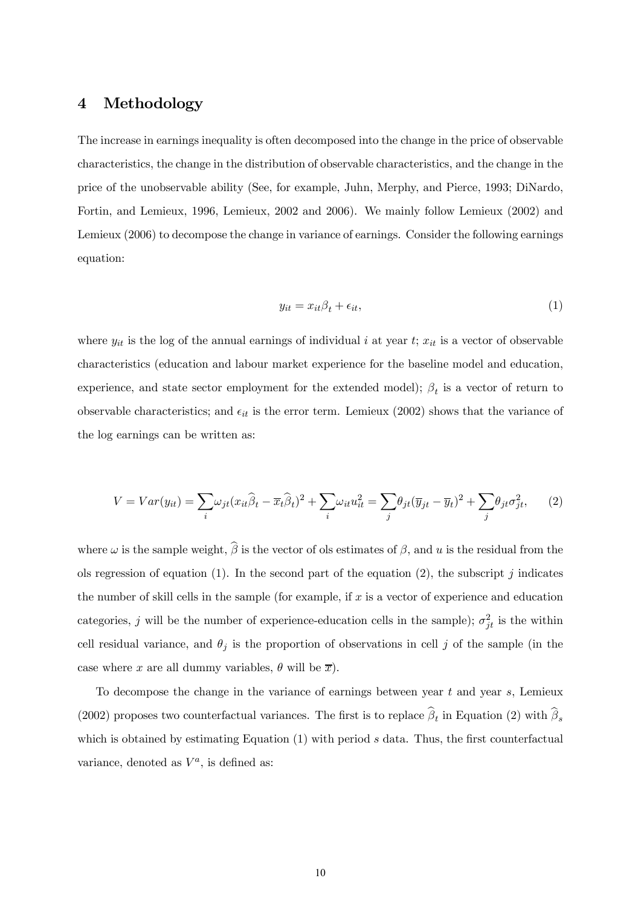## 4 Methodology

The increase in earnings inequality is often decomposed into the change in the price of observable characteristics, the change in the distribution of observable characteristics, and the change in the price of the unobservable ability (See, for example, Juhn, Merphy, and Pierce, 1993; DiNardo, Fortin, and Lemieux, 1996, Lemieux, 2002 and 2006). We mainly follow Lemieux (2002) and Lemieux (2006) to decompose the change in variance of earnings. Consider the following earnings equation:

$$y_{it} = x_{it}\beta_t + \epsilon_{it}, \tag{1}$$

where $y_{it}$ is the log of the annual earnings of individual $i$ at year $t$; $x_{it}$ is a vector of observable characteristics (education and labour market experience for the baseline model and education, experience, and state sector employment for the extended model); $\beta_t$ is a vector of return to observable characteristics; and $\epsilon_{it}$ is the error term. Lemieux (2002) shows that the variance of the log earnings can be written as:

$$V = Var(y_{it}) = \sum_i \omega_{jt}(x_{it}\widehat{\beta}_t - \overline{x}_t\widehat{\beta}_t)^2 + \sum_i \omega_{it}u_{it}^2 = \sum_j \theta_{jt}(\overline{y}_{jt} - \overline{y}_t)^2 + \sum_j \theta_{jt}\sigma_{jt}^2, \tag{2}$$

where $\omega$ is the sample weight, $\widehat{\beta}$ is the vector of ols estimates of $\beta$, and $u$ is the residual from the ols regression of equation (1). In the second part of the equation (2), the subscript $j$ indicates the number of skill cells in the sample (for example, if $x$ is a vector of experience and education categories, $j$ will be the number of experience-education cells in the sample); $\sigma_{jt}^2$ is the within cell residual variance, and $\theta_j$ is the proportion of observations in cell $j$ of the sample (in the case where $x$ are all dummy variables, $\theta$ will be $\overline{x}$).

To decompose the change in the variance of earnings between year $t$ and year $s$, Lemieux (2002) proposes two counterfactual variances. The first is to replace $\widehat{\beta}_t$ in Equation (2) with $\widehat{\beta}_s$ which is obtained by estimating Equation (1) with period $s$ data. Thus, the first counterfactual variance, denoted as $V^a$, is defined as: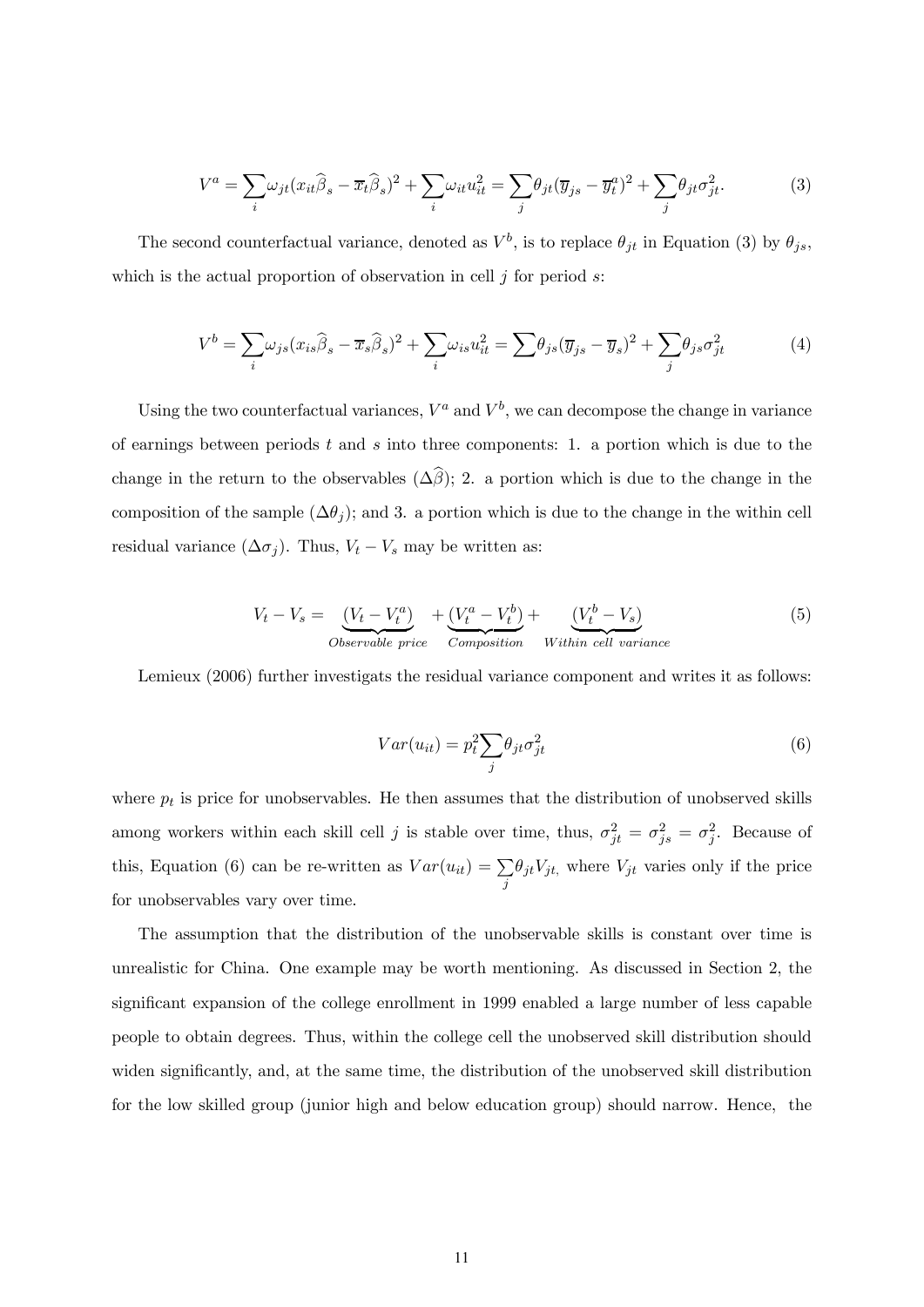$$V^a = \sum_i \omega_{jt}(x_{it}\widehat{\beta}_s - \overline{x}_t\widehat{\beta}_s)^2 + \sum_i \omega_{it}u_{it}^2 = \sum_j \theta_{jt}(\overline{y}_{js} - \overline{y}_t^a)^2 + \sum_j \theta_{jt}\sigma_{jt}^2. \tag{3}$$

The second counterfactual variance, denoted as $V^b$, is to replace $\theta_{jt}$ in Equation (3) by $\theta_{js}$, which is the actual proportion of observation in cell $j$ for period $s$:

$$V^b = \sum_i \omega_{js}(x_{is}\widehat{\beta}_s - \overline{x}_s\widehat{\beta}_s)^2 + \sum_i \omega_{is}u_{it}^2 = \sum \theta_{js}(\overline{y}_{js} - \overline{y}_s)^2 + \sum_j \theta_{js}\sigma_{jt}^2 \tag{4}$$

Using the two counterfactual variances, $V^a$ and $V^b$, we can decompose the change in variance of earnings between periods $t$ and $s$ into three components: 1. a portion which is due to the change in the return to the observables ($\Delta\widehat{\beta}$); 2. a portion which is due to the change in the composition of the sample ($\Delta\theta_j$); and 3. a portion which is due to the change in the within cell residual variance ($\Delta\sigma_j$). Thus, $V_t - V_s$ may be written as:

$$V_t - V_s = \underbrace{(V_t - V_t^a)}_{Observable\ price} + \underbrace{(V_t^a - V_t^b)}_{Composition} + \underbrace{(V_t^b - V_s)}_{Within\ cell\ variance} \tag{5}$$

Lemieux (2006) further investigats the residual variance component and writes it as follows:

$$Var(u_{it}) = p_t^2 \sum_j \theta_{jt}\sigma_{jt}^2 \tag{6}$$

where $p_t$ is price for unobservables. He then assumes that the distribution of unobserved skills among workers within each skill cell $j$ is stable over time, thus, $\sigma_{jt}^2 = \sigma_{js}^2 = \sigma_j^2$. Because of this, Equation (6) can be re-written as $Var(u_{it}) = \sum_j \theta_{jt}V_{jt},$ where $V_{jt}$ varies only if the price for unobservables vary over time.

The assumption that the distribution of the unobservable skills is constant over time is unrealistic for China. One example may be worth mentioning. As discussed in Section 2, the significant expansion of the college enrollment in 1999 enabled a large number of less capable people to obtain degrees. Thus, within the college cell the unobserved skill distribution should widen significantly, and, at the same time, the distribution of the unobserved skill distribution for the low skilled group (junior high and below education group) should narrow. Hence, the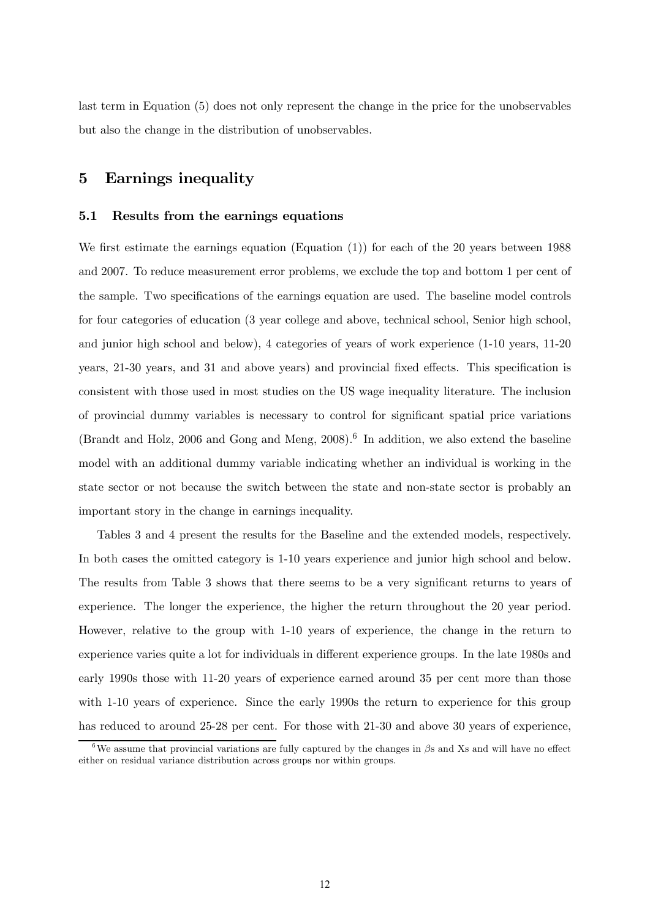last term in Equation (5) does not only represent the change in the price for the unobservables but also the change in the distribution of unobservables.

## 5 Earnings inequality

### 5.1 Results from the earnings equations

We first estimate the earnings equation (Equation (1)) for each of the 20 years between 1988 and 2007. To reduce measurement error problems, we exclude the top and bottom 1 per cent of the sample. Two specifications of the earnings equation are used. The baseline model controls for four categories of education (3 year college and above, technical school, Senior high school, and junior high school and below), 4 categories of years of work experience (1-10 years, 11-20 years, 21-30 years, and 31 and above years) and provincial fixed effects. This specification is consistent with those used in most studies on the US wage inequality literature. The inclusion of provincial dummy variables is necessary to control for significant spatial price variations (Brandt and Holz, 2006 and Gong and Meng, 2008).[6] In addition, we also extend the baseline model with an additional dummy variable indicating whether an individual is working in the state sector or not because the switch between the state and non-state sector is probably an important story in the change in earnings inequality.

Tables 3 and 4 present the results for the Baseline and the extended models, respectively. In both cases the omitted category is 1-10 years experience and junior high school and below. The results from Table 3 shows that there seems to be a very significant returns to years of experience. The longer the experience, the higher the return throughout the 20 year period. However, relative to the group with 1-10 years of experience, the change in the return to experience varies quite a lot for individuals in different experience groups. In the late 1980s and early 1990s those with 11-20 years of experience earned around 35 per cent more than those with 1-10 years of experience. Since the early 1990s the return to experience for this group has reduced to around 25-28 per cent. For those with 21-30 and above 30 years of experience,

[6] We assume that provincial variations are fully captured by the changes in $\beta$s and Xs and will have no effect either on residual variance distribution across groups nor within groups.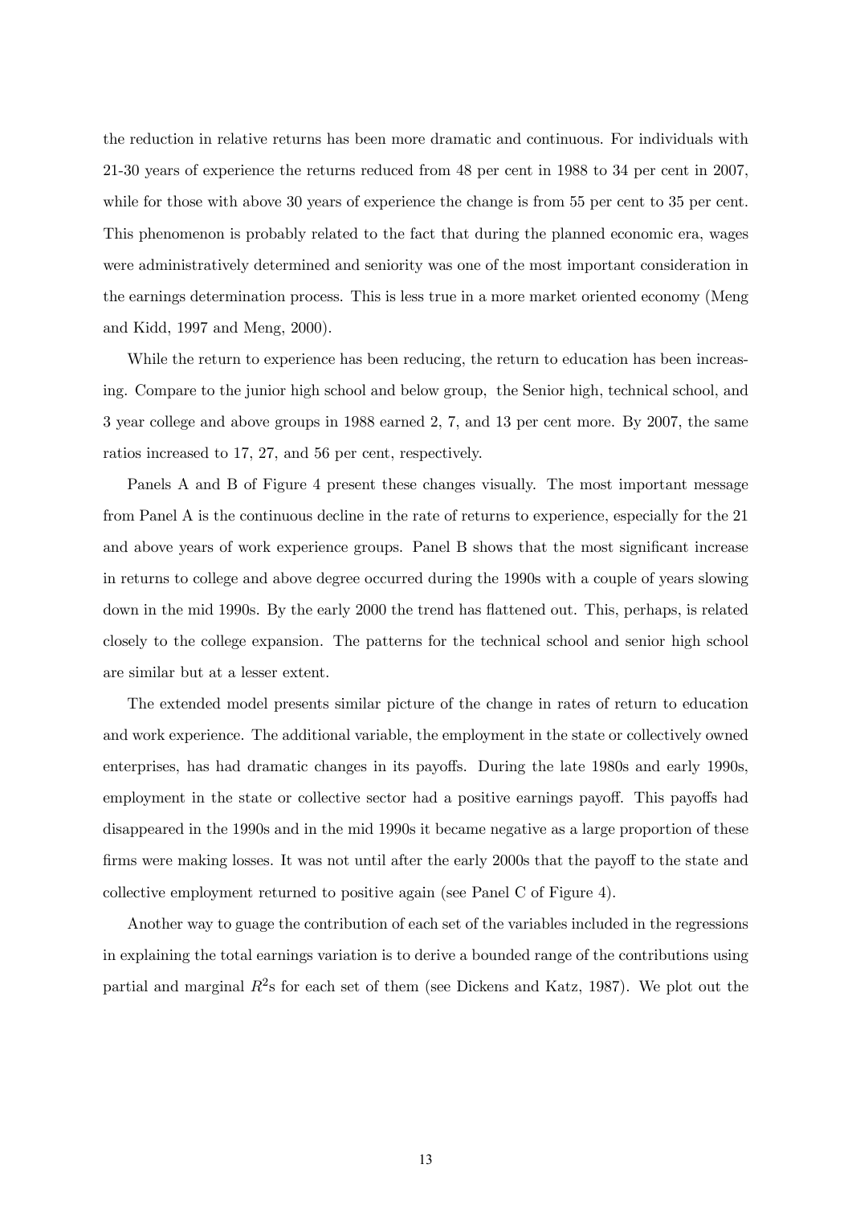the reduction in relative returns has been more dramatic and continuous. For individuals with 21-30 years of experience the returns reduced from 48 per cent in 1988 to 34 per cent in 2007, while for those with above 30 years of experience the change is from 55 per cent to 35 per cent. This phenomenon is probably related to the fact that during the planned economic era, wages were administratively determined and seniority was one of the most important consideration in the earnings determination process. This is less true in a more market oriented economy (Meng and Kidd, 1997 and Meng, 2000).

While the return to experience has been reducing, the return to education has been increasing. Compare to the junior high school and below group, the Senior high, technical school, and 3 year college and above groups in 1988 earned 2, 7, and 13 per cent more. By 2007, the same ratios increased to 17, 27, and 56 per cent, respectively.

Panels A and B of Figure 4 present these changes visually. The most important message from Panel A is the continuous decline in the rate of returns to experience, especially for the 21 and above years of work experience groups. Panel B shows that the most significant increase in returns to college and above degree occurred during the 1990s with a couple of years slowing down in the mid 1990s. By the early 2000 the trend has flattened out. This, perhaps, is related closely to the college expansion. The patterns for the technical school and senior high school are similar but at a lesser extent.

The extended model presents similar picture of the change in rates of return to education and work experience. The additional variable, the employment in the state or collectively owned enterprises, has had dramatic changes in its payoffs. During the late 1980s and early 1990s, employment in the state or collective sector had a positive earnings payoff. This payoffs had disappeared in the 1990s and in the mid 1990s it became negative as a large proportion of these firms were making losses. It was not until after the early 2000s that the payoff to the state and collective employment returned to positive again (see Panel C of Figure 4).

Another way to guage the contribution of each set of the variables included in the regressions in explaining the total earnings variation is to derive a bounded range of the contributions using partial and marginal $R^2$s for each set of them (see Dickens and Katz, 1987). We plot out the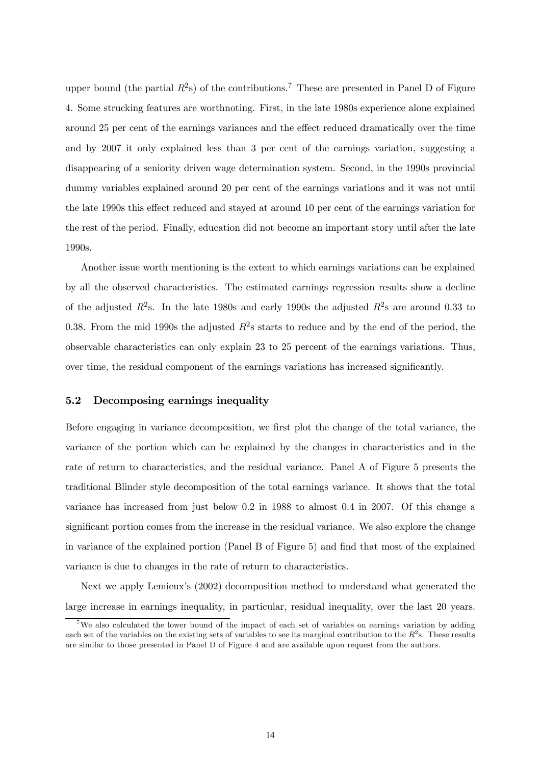upper bound (the partial $R^2$s) of the contributions.[7] These are presented in Panel D of Figure 4. Some strucking features are worthnoting. First, in the late 1980s experience alone explained around 25 per cent of the earnings variances and the effect reduced dramatically over the time and by 2007 it only explained less than 3 per cent of the earnings variation, suggesting a disappearing of a seniority driven wage determination system. Second, in the 1990s provincial dummy variables explained around 20 per cent of the earnings variations and it was not until the late 1990s this effect reduced and stayed at around 10 per cent of the earnings variation for the rest of the period. Finally, education did not become an important story until after the late 1990s.

Another issue worth mentioning is the extent to which earnings variations can be explained by all the observed characteristics. The estimated earnings regression results show a decline of the adjusted $R^2$s. In the late 1980s and early 1990s the adjusted $R^2$s are around 0.33 to 0.38. From the mid 1990s the adjusted $R^2$s starts to reduce and by the end of the period, the observable characteristics can only explain 23 to 25 percent of the earnings variations. Thus, over time, the residual component of the earnings variations has increased significantly.

### 5.2 Decomposing earnings inequality

Before engaging in variance decomposition, we first plot the change of the total variance, the variance of the portion which can be explained by the changes in characteristics and in the rate of return to characteristics, and the residual variance. Panel A of Figure 5 presents the traditional Blinder style decomposition of the total earnings variance. It shows that the total variance has increased from just below 0.2 in 1988 to almost 0.4 in 2007. Of this change a significant portion comes from the increase in the residual variance. We also explore the change in variance of the explained portion (Panel B of Figure 5) and find that most of the explained variance is due to changes in the rate of return to characteristics.

Next we apply Lemieux's (2002) decomposition method to understand what generated the large increase in earnings inequality, in particular, residual inequality, over the last 20 years.

[7] We also calculated the lower bound of the impact of each set of variables on earnings variation by adding each set of the variables on the existing sets of variables to see its marginal contribution to the $R^2$s. These results are similar to those presented in Panel D of Figure 4 and are available upon request from the authors.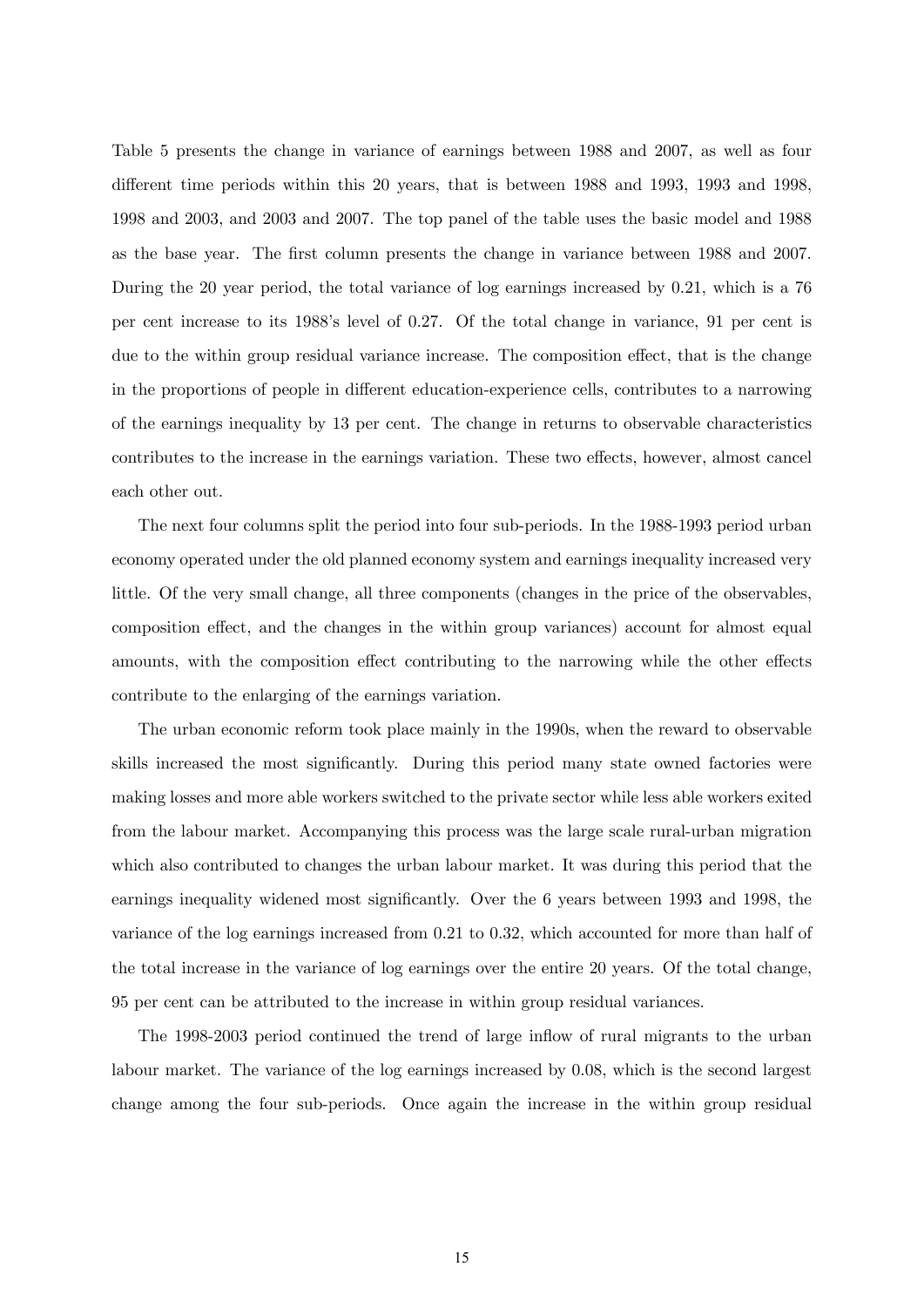Table 5 presents the change in variance of earnings between 1988 and 2007, as well as four different time periods within this 20 years, that is between 1988 and 1993, 1993 and 1998, 1998 and 2003, and 2003 and 2007. The top panel of the table uses the basic model and 1988 as the base year. The first column presents the change in variance between 1988 and 2007. During the 20 year period, the total variance of log earnings increased by 0.21, which is a 76 per cent increase to its 1988's level of 0.27. Of the total change in variance, 91 per cent is due to the within group residual variance increase. The composition effect, that is the change in the proportions of people in different education-experience cells, contributes to a narrowing of the earnings inequality by 13 per cent. The change in returns to observable characteristics contributes to the increase in the earnings variation. These two effects, however, almost cancel each other out.

The next four columns split the period into four sub-periods. In the 1988-1993 period urban economy operated under the old planned economy system and earnings inequality increased very little. Of the very small change, all three components (changes in the price of the observables, composition effect, and the changes in the within group variances) account for almost equal amounts, with the composition effect contributing to the narrowing while the other effects contribute to the enlarging of the earnings variation.

The urban economic reform took place mainly in the 1990s, when the reward to observable skills increased the most significantly. During this period many state owned factories were making losses and more able workers switched to the private sector while less able workers exited from the labour market. Accompanying this process was the large scale rural-urban migration which also contributed to changes the urban labour market. It was during this period that the earnings inequality widened most significantly. Over the 6 years between 1993 and 1998, the variance of the log earnings increased from 0.21 to 0.32, which accounted for more than half of the total increase in the variance of log earnings over the entire 20 years. Of the total change, 95 per cent can be attributed to the increase in within group residual variances.

The 1998-2003 period continued the trend of large inflow of rural migrants to the urban labour market. The variance of the log earnings increased by 0.08, which is the second largest change among the four sub-periods. Once again the increase in the within group residual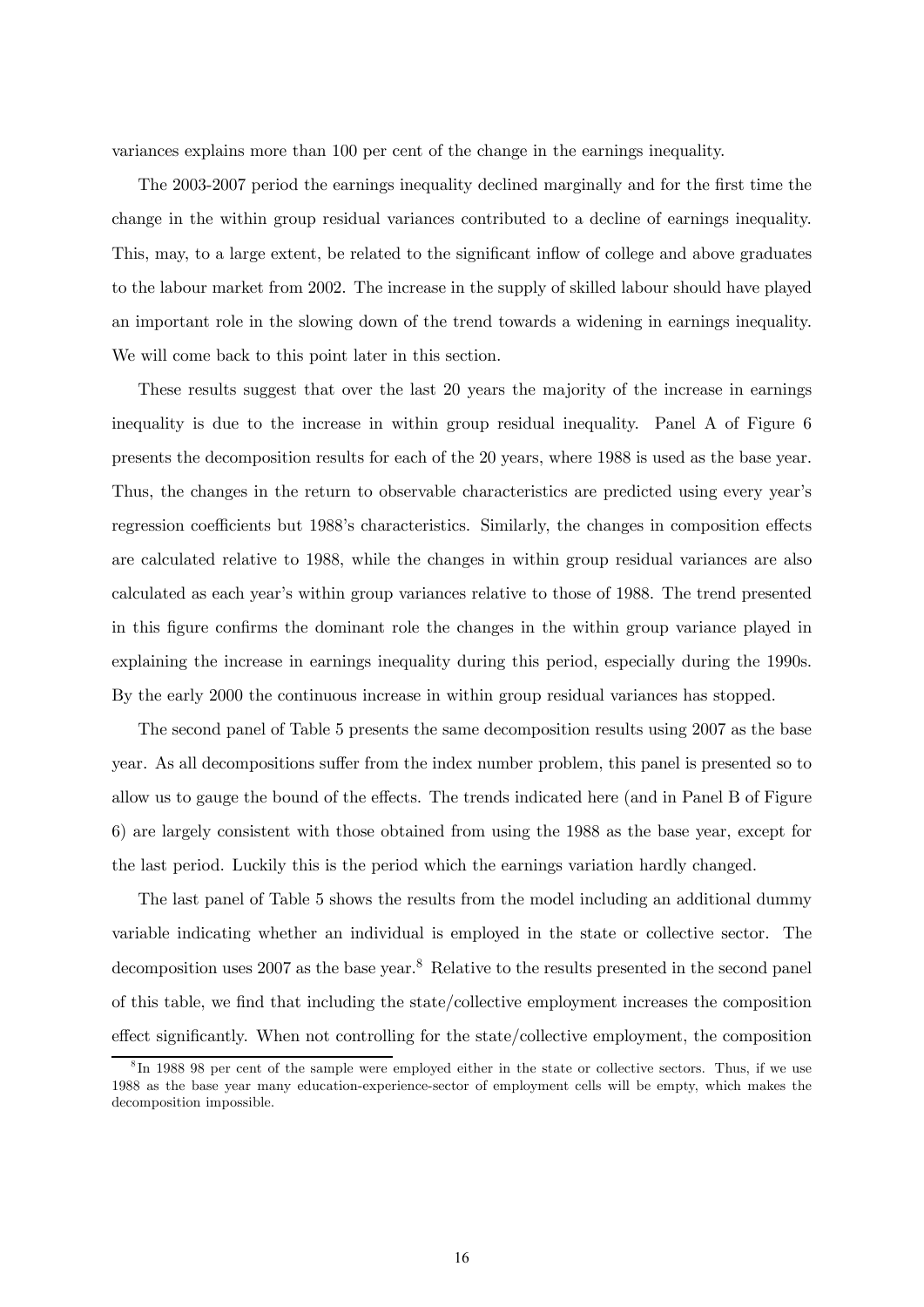variances explains more than 100 per cent of the change in the earnings inequality.

The 2003-2007 period the earnings inequality declined marginally and for the first time the change in the within group residual variances contributed to a decline of earnings inequality. This, may, to a large extent, be related to the significant inflow of college and above graduates to the labour market from 2002. The increase in the supply of skilled labour should have played an important role in the slowing down of the trend towards a widening in earnings inequality. We will come back to this point later in this section.

These results suggest that over the last 20 years the majority of the increase in earnings inequality is due to the increase in within group residual inequality. Panel A of Figure 6 presents the decomposition results for each of the 20 years, where 1988 is used as the base year. Thus, the changes in the return to observable characteristics are predicted using every year's regression coefficients but 1988's characteristics. Similarly, the changes in composition effects are calculated relative to 1988, while the changes in within group residual variances are also calculated as each year's within group variances relative to those of 1988. The trend presented in this figure confirms the dominant role the changes in the within group variance played in explaining the increase in earnings inequality during this period, especially during the 1990s. By the early 2000 the continuous increase in within group residual variances has stopped.

The second panel of Table 5 presents the same decomposition results using 2007 as the base year. As all decompositions suffer from the index number problem, this panel is presented so to allow us to gauge the bound of the effects. The trends indicated here (and in Panel B of Figure 6) are largely consistent with those obtained from using the 1988 as the base year, except for the last period. Luckily this is the period which the earnings variation hardly changed.

The last panel of Table 5 shows the results from the model including an additional dummy variable indicating whether an individual is employed in the state or collective sector. The decomposition uses 2007 as the base year.[8] Relative to the results presented in the second panel of this table, we find that including the state/collective employment increases the composition effect significantly. When not controlling for the state/collective employment, the composition

[8] In 1988 98 per cent of the sample were employed either in the state or collective sectors. Thus, if we use 1988 as the base year many education-experience-sector of employment cells will be empty, which makes the decomposition impossible.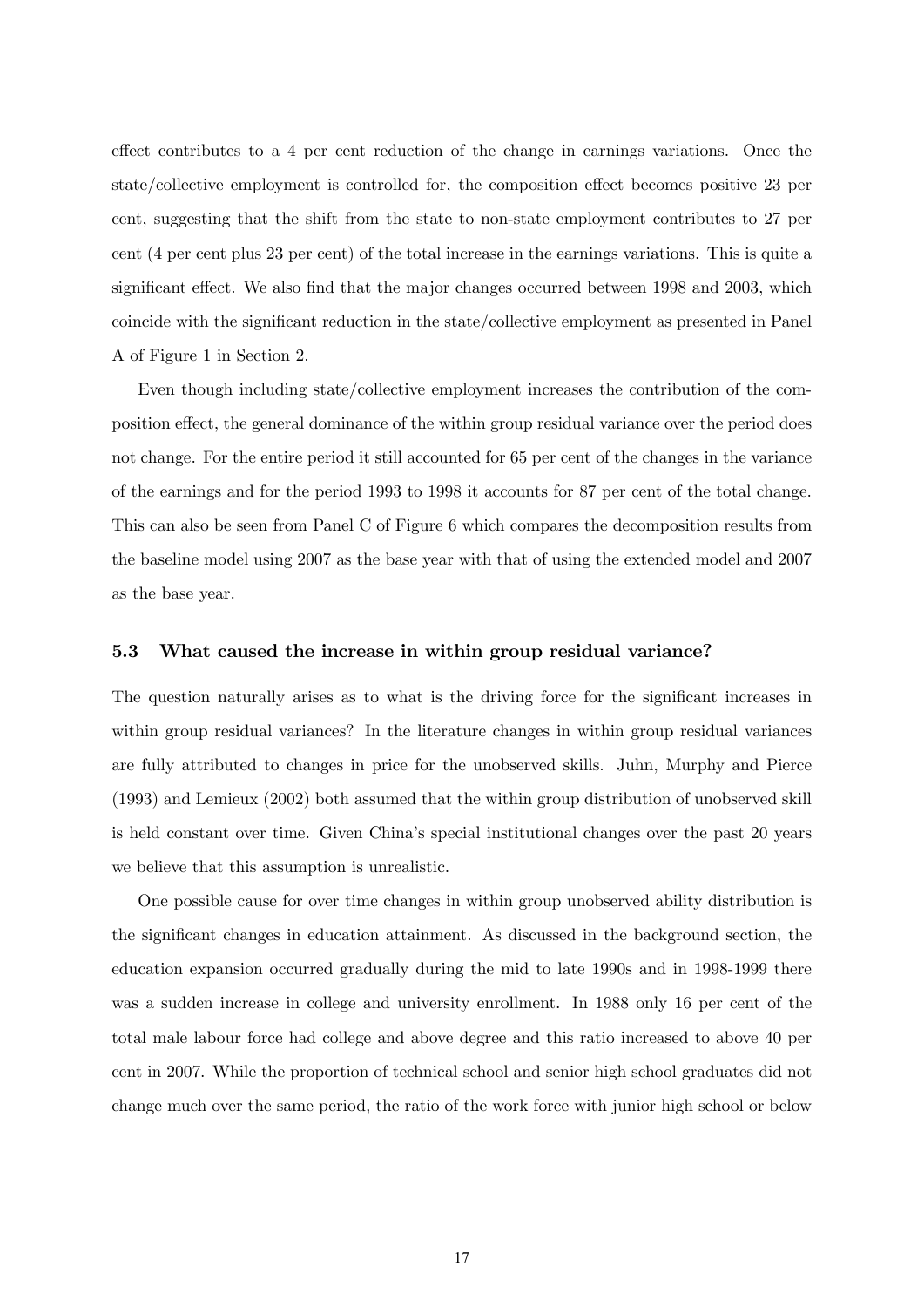effect contributes to a 4 per cent reduction of the change in earnings variations. Once the state/collective employment is controlled for, the composition effect becomes positive 23 per cent, suggesting that the shift from the state to non-state employment contributes to 27 per cent (4 per cent plus 23 per cent) of the total increase in the earnings variations. This is quite a significant effect. We also find that the major changes occurred between 1998 and 2003, which coincide with the significant reduction in the state/collective employment as presented in Panel A of Figure 1 in Section 2.

Even though including state/collective employment increases the contribution of the composition effect, the general dominance of the within group residual variance over the period does not change. For the entire period it still accounted for 65 per cent of the changes in the variance of the earnings and for the period 1993 to 1998 it accounts for 87 per cent of the total change. This can also be seen from Panel C of Figure 6 which compares the decomposition results from the baseline model using 2007 as the base year with that of using the extended model and 2007 as the base year.

### 5.3 What caused the increase in within group residual variance?

The question naturally arises as to what is the driving force for the significant increases in within group residual variances? In the literature changes in within group residual variances are fully attributed to changes in price for the unobserved skills. Juhn, Murphy and Pierce (1993) and Lemieux (2002) both assumed that the within group distribution of unobserved skill is held constant over time. Given China's special institutional changes over the past 20 years we believe that this assumption is unrealistic.

One possible cause for over time changes in within group unobserved ability distribution is the significant changes in education attainment. As discussed in the background section, the education expansion occurred gradually during the mid to late 1990s and in 1998-1999 there was a sudden increase in college and university enrollment. In 1988 only 16 per cent of the total male labour force had college and above degree and this ratio increased to above 40 per cent in 2007. While the proportion of technical school and senior high school graduates did not change much over the same period, the ratio of the work force with junior high school or below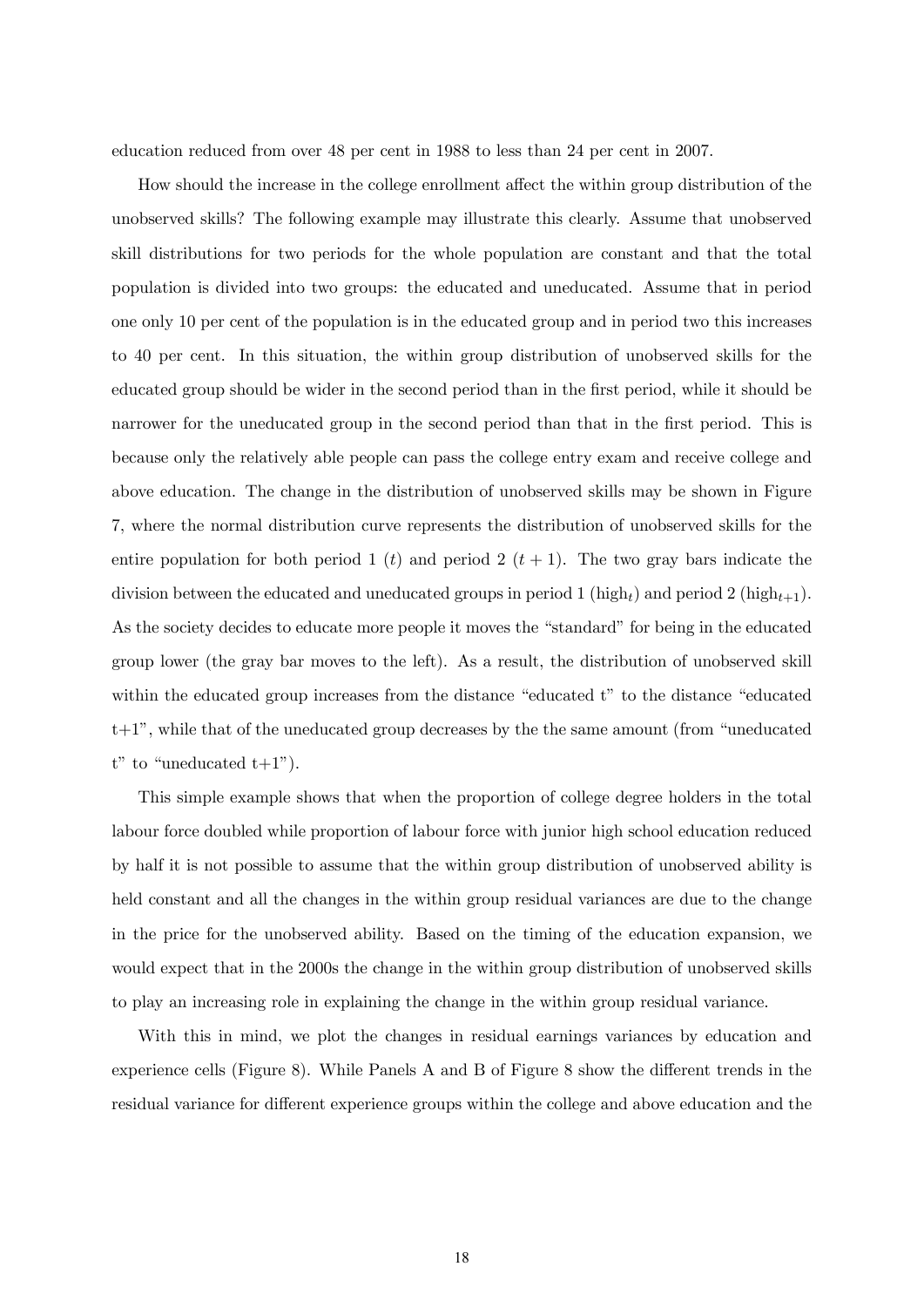education reduced from over 48 per cent in 1988 to less than 24 per cent in 2007.

How should the increase in the college enrollment affect the within group distribution of the unobserved skills? The following example may illustrate this clearly. Assume that unobserved skill distributions for two periods for the whole population are constant and that the total population is divided into two groups: the educated and uneducated. Assume that in period one only 10 per cent of the population is in the educated group and in period two this increases to 40 per cent. In this situation, the within group distribution of unobserved skills for the educated group should be wider in the second period than in the first period, while it should be narrower for the uneducated group in the second period than that in the first period. This is because only the relatively able people can pass the college entry exam and receive college and above education. The change in the distribution of unobserved skills may be shown in Figure 7, where the normal distribution curve represents the distribution of unobserved skills for the entire population for both period 1 ($t$) and period 2 ($t+1$). The two gray bars indicate the division between the educated and uneducated groups in period 1 ($\text{high}_t$) and period 2 ($\text{high}_{t+1}$). As the society decides to educate more people it moves the "standard" for being in the educated group lower (the gray bar moves to the left). As a result, the distribution of unobserved skill within the educated group increases from the distance "educated t" to the distance "educated t+1", while that of the uneducated group decreases by the the same amount (from "uneducated t" to "uneducated t+1").

This simple example shows that when the proportion of college degree holders in the total labour force doubled while proportion of labour force with junior high school education reduced by half it is not possible to assume that the within group distribution of unobserved ability is held constant and all the changes in the within group residual variances are due to the change in the price for the unobserved ability. Based on the timing of the education expansion, we would expect that in the 2000s the change in the within group distribution of unobserved skills to play an increasing role in explaining the change in the within group residual variance.

With this in mind, we plot the changes in residual earnings variances by education and experience cells (Figure 8). While Panels A and B of Figure 8 show the different trends in the residual variance for different experience groups within the college and above education and the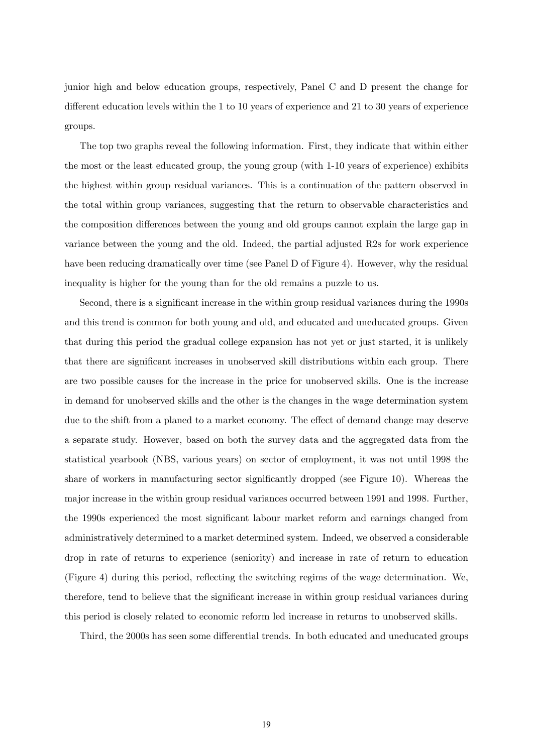junior high and below education groups, respectively, Panel C and D present the change for different education levels within the 1 to 10 years of experience and 21 to 30 years of experience groups.

The top two graphs reveal the following information. First, they indicate that within either the most or the least educated group, the young group (with 1-10 years of experience) exhibits the highest within group residual variances. This is a continuation of the pattern observed in the total within group variances, suggesting that the return to observable characteristics and the composition differences between the young and old groups cannot explain the large gap in variance between the young and the old. Indeed, the partial adjusted R2s for work experience have been reducing dramatically over time (see Panel D of Figure 4). However, why the residual inequality is higher for the young than for the old remains a puzzle to us.

Second, there is a significant increase in the within group residual variances during the 1990s and this trend is common for both young and old, and educated and uneducated groups. Given that during this period the gradual college expansion has not yet or just started, it is unlikely that there are significant increases in unobserved skill distributions within each group. There are two possible causes for the increase in the price for unobserved skills. One is the increase in demand for unobserved skills and the other is the changes in the wage determination system due to the shift from a planed to a market economy. The effect of demand change may deserve a separate study. However, based on both the survey data and the aggregated data from the statistical yearbook (NBS, various years) on sector of employment, it was not until 1998 the share of workers in manufacturing sector significantly dropped (see Figure 10). Whereas the major increase in the within group residual variances occurred between 1991 and 1998. Further, the 1990s experienced the most significant labour market reform and earnings changed from administratively determined to a market determined system. Indeed, we observed a considerable drop in rate of returns to experience (seniority) and increase in rate of return to education (Figure 4) during this period, reflecting the switching regims of the wage determination. We, therefore, tend to believe that the significant increase in within group residual variances during this period is closely related to economic reform led increase in returns to unobserved skills.

Third, the 2000s has seen some differential trends. In both educated and uneducated groups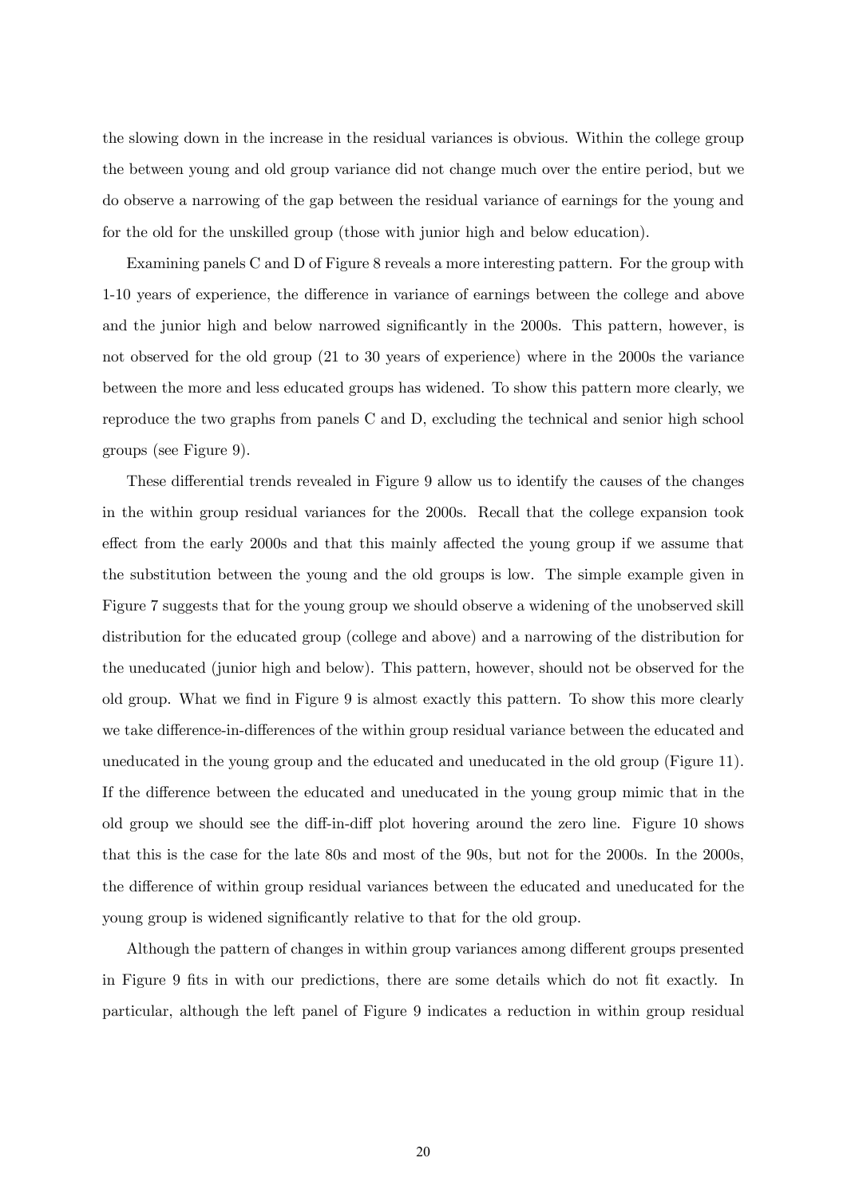the slowing down in the increase in the residual variances is obvious. Within the college group the between young and old group variance did not change much over the entire period, but we do observe a narrowing of the gap between the residual variance of earnings for the young and for the old for the unskilled group (those with junior high and below education).

Examining panels C and D of Figure 8 reveals a more interesting pattern. For the group with 1-10 years of experience, the difference in variance of earnings between the college and above and the junior high and below narrowed significantly in the 2000s. This pattern, however, is not observed for the old group (21 to 30 years of experience) where in the 2000s the variance between the more and less educated groups has widened. To show this pattern more clearly, we reproduce the two graphs from panels C and D, excluding the technical and senior high school groups (see Figure 9).

These differential trends revealed in Figure 9 allow us to identify the causes of the changes in the within group residual variances for the 2000s. Recall that the college expansion took effect from the early 2000s and that this mainly affected the young group if we assume that the substitution between the young and the old groups is low. The simple example given in Figure 7 suggests that for the young group we should observe a widening of the unobserved skill distribution for the educated group (college and above) and a narrowing of the distribution for the uneducated (junior high and below). This pattern, however, should not be observed for the old group. What we find in Figure 9 is almost exactly this pattern. To show this more clearly we take difference-in-differences of the within group residual variance between the educated and uneducated in the young group and the educated and uneducated in the old group (Figure 11). If the difference between the educated and uneducated in the young group mimic that in the old group we should see the diff-in-diff plot hovering around the zero line. Figure 10 shows that this is the case for the late 80s and most of the 90s, but not for the 2000s. In the 2000s, the difference of within group residual variances between the educated and uneducated for the young group is widened significantly relative to that for the old group.

Although the pattern of changes in within group variances among different groups presented in Figure 9 fits in with our predictions, there are some details which do not fit exactly. In particular, although the left panel of Figure 9 indicates a reduction in within group residual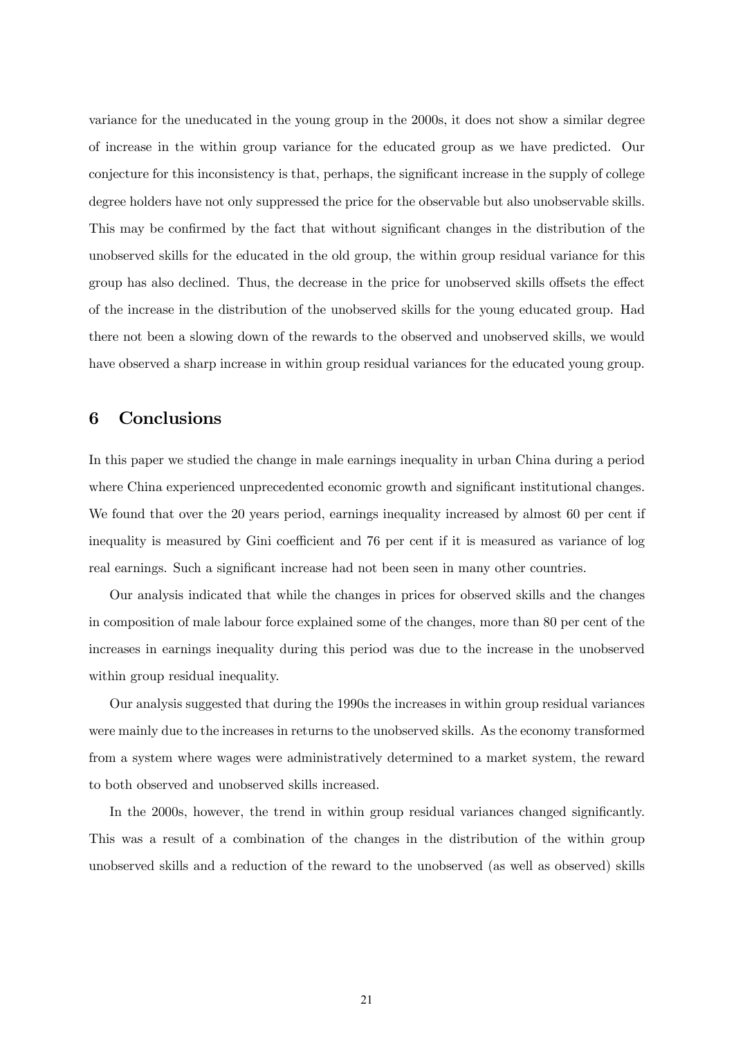variance for the uneducated in the young group in the 2000s, it does not show a similar degree of increase in the within group variance for the educated group as we have predicted. Our conjecture for this inconsistency is that, perhaps, the significant increase in the supply of college degree holders have not only suppressed the price for the observable but also unobservable skills. This may be confirmed by the fact that without significant changes in the distribution of the unobserved skills for the educated in the old group, the within group residual variance for this group has also declined. Thus, the decrease in the price for unobserved skills offsets the effect of the increase in the distribution of the unobserved skills for the young educated group. Had there not been a slowing down of the rewards to the observed and unobserved skills, we would have observed a sharp increase in within group residual variances for the educated young group.

## 6 Conclusions

In this paper we studied the change in male earnings inequality in urban China during a period where China experienced unprecedented economic growth and significant institutional changes. We found that over the 20 years period, earnings inequality increased by almost 60 per cent if inequality is measured by Gini coefficient and 76 per cent if it is measured as variance of log real earnings. Such a significant increase had not been seen in many other countries.

Our analysis indicated that while the changes in prices for observed skills and the changes in composition of male labour force explained some of the changes, more than 80 per cent of the increases in earnings inequality during this period was due to the increase in the unobserved within group residual inequality.

Our analysis suggested that during the 1990s the increases in within group residual variances were mainly due to the increases in returns to the unobserved skills. As the economy transformed from a system where wages were administratively determined to a market system, the reward to both observed and unobserved skills increased.

In the 2000s, however, the trend in within group residual variances changed significantly. This was a result of a combination of the changes in the distribution of the within group unobserved skills and a reduction of the reward to the unobserved (as well as observed) skills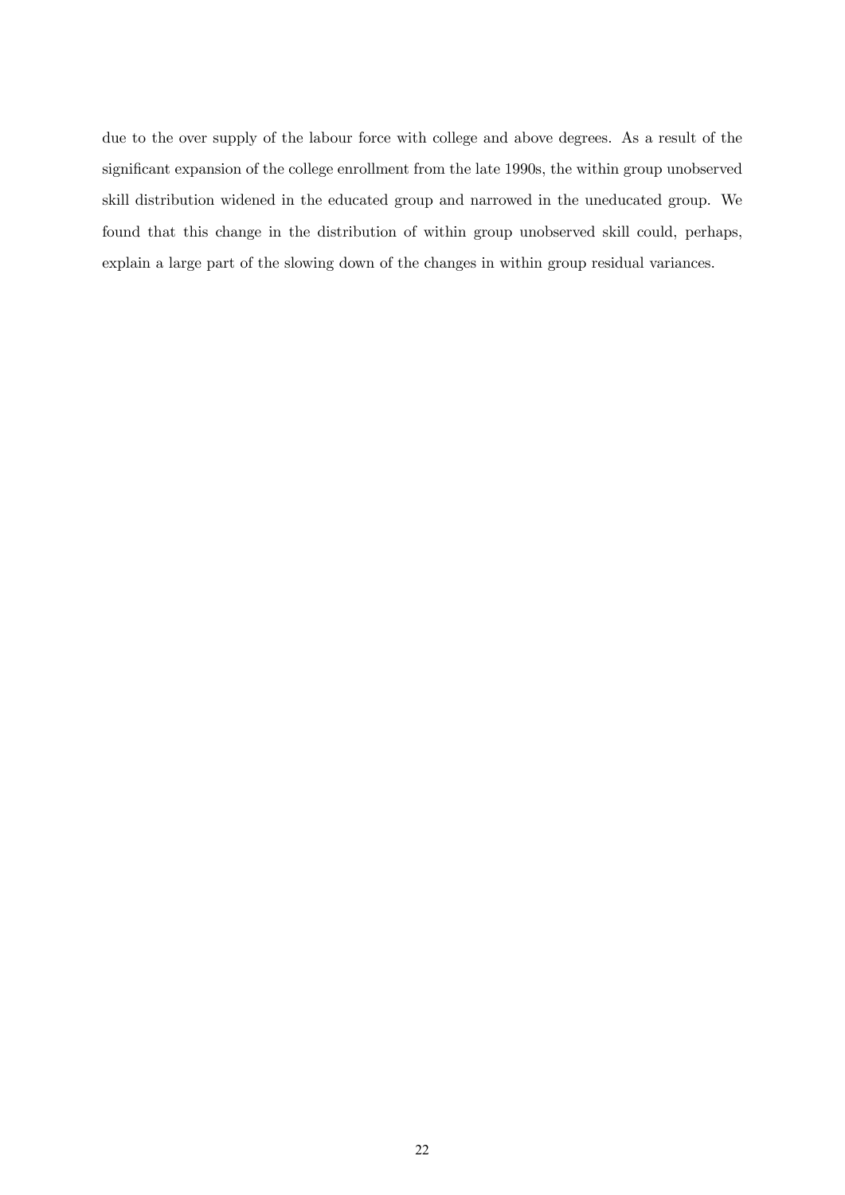due to the over supply of the labour force with college and above degrees. As a result of the significant expansion of the college enrollment from the late 1990s, the within group unobserved skill distribution widened in the educated group and narrowed in the uneducated group. We found that this change in the distribution of within group unobserved skill could, perhaps, explain a large part of the slowing down of the changes in within group residual variances.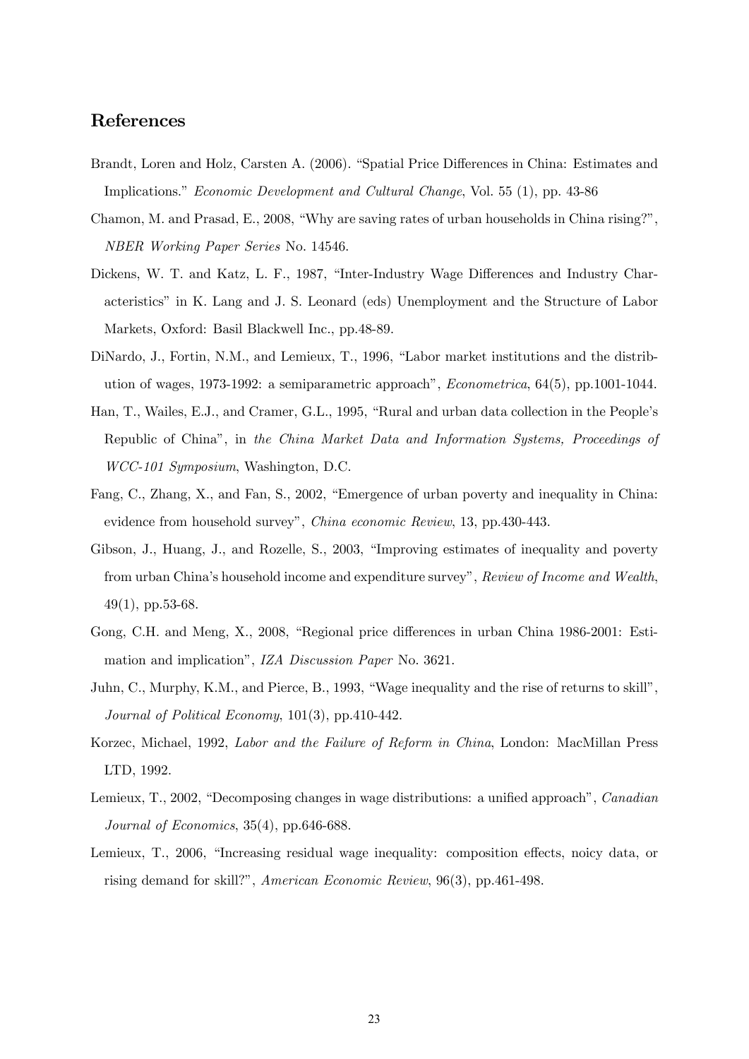## References

Brandt, Loren and Holz, Carsten A. (2006). "Spatial Price Differences in China: Estimates and Implications." *Economic Development and Cultural Change*, Vol. 55 (1), pp. 43-86

Chamon, M. and Prasad, E., 2008, "Why are saving rates of urban households in China rising?", *NBER Working Paper Series* No. 14546.

Dickens, W. T. and Katz, L. F., 1987, "Inter-Industry Wage Differences and Industry Characteristics" in K. Lang and J. S. Leonard (eds) Unemployment and the Structure of Labor Markets, Oxford: Basil Blackwell Inc., pp.48-89.

DiNardo, J., Fortin, N.M., and Lemieux, T., 1996, "Labor market institutions and the distribution of wages, 1973-1992: a semiparametric approach", *Econometrica*, 64(5), pp.1001-1044.

Han, T., Wailes, E.J., and Cramer, G.L., 1995, "Rural and urban data collection in the People's Republic of China", in *the China Market Data and Information Systems, Proceedings of WCC-101 Symposium*, Washington, D.C.

Fang, C., Zhang, X., and Fan, S., 2002, "Emergence of urban poverty and inequality in China: evidence from household survey", *China economic Review*, 13, pp.430-443.

Gibson, J., Huang, J., and Rozelle, S., 2003, "Improving estimates of inequality and poverty from urban China's household income and expenditure survey", *Review of Income and Wealth*, 49(1), pp.53-68.

Gong, C.H. and Meng, X., 2008, "Regional price differences in urban China 1986-2001: Estimation and implication", *IZA Discussion Paper* No. 3621.

Juhn, C., Murphy, K.M., and Pierce, B., 1993, "Wage inequality and the rise of returns to skill", *Journal of Political Economy*, 101(3), pp.410-442.

Korzec, Michael, 1992, *Labor and the Failure of Reform in China*, London: MacMillan Press LTD, 1992.

Lemieux, T., 2002, "Decomposing changes in wage distributions: a unified approach", *Canadian Journal of Economics*, 35(4), pp.646-688.

Lemieux, T., 2006, "Increasing residual wage inequality: composition effects, noicy data, or rising demand for skill?", *American Economic Review*, 96(3), pp.461-498.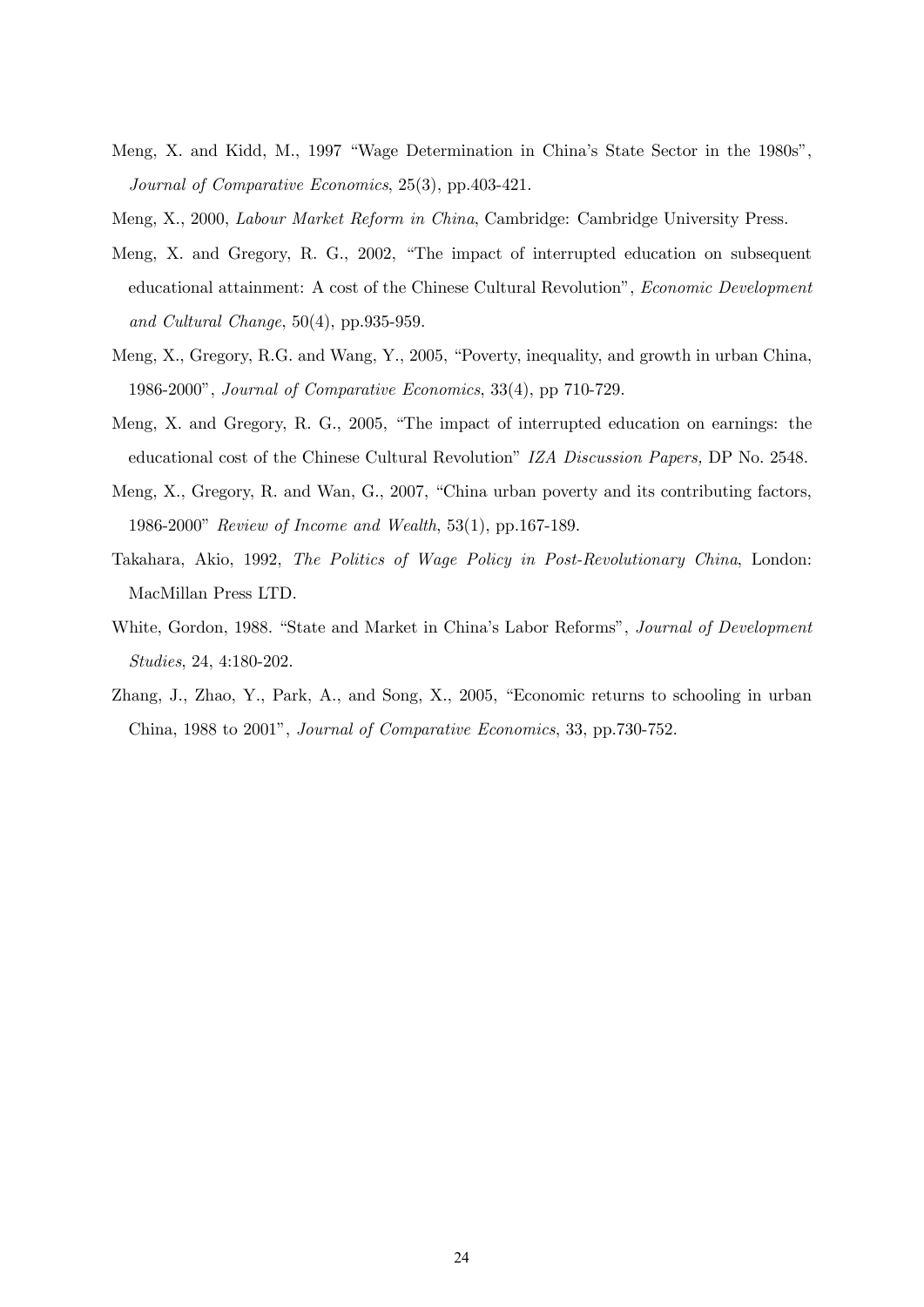Meng, X. and Kidd, M., 1997 "Wage Determination in China's State Sector in the 1980s", *Journal of Comparative Economics*, 25(3), pp.403-421.

Meng, X., 2000, *Labour Market Reform in China*, Cambridge: Cambridge University Press.

Meng, X. and Gregory, R. G., 2002, "The impact of interrupted education on subsequent educational attainment: A cost of the Chinese Cultural Revolution", *Economic Development and Cultural Change*, 50(4), pp.935-959.

Meng, X., Gregory, R.G. and Wang, Y., 2005, "Poverty, inequality, and growth in urban China, 1986-2000", *Journal of Comparative Economics*, 33(4), pp 710-729.

Meng, X. and Gregory, R. G., 2005, "The impact of interrupted education on earnings: the educational cost of the Chinese Cultural Revolution" *IZA Discussion Papers,* DP No. 2548.

Meng, X., Gregory, R. and Wan, G., 2007, "China urban poverty and its contributing factors, 1986-2000" *Review of Income and Wealth*, 53(1), pp.167-189.

Takahara, Akio, 1992, *The Politics of Wage Policy in Post-Revolutionary China*, London: MacMillan Press LTD.

White, Gordon, 1988. "State and Market in China's Labor Reforms", *Journal of Development Studies*, 24, 4:180-202.

Zhang, J., Zhao, Y., Park, A., and Song, X., 2005, "Economic returns to schooling in urban China, 1988 to 2001", *Journal of Comparative Economics*, 33, pp.730-752.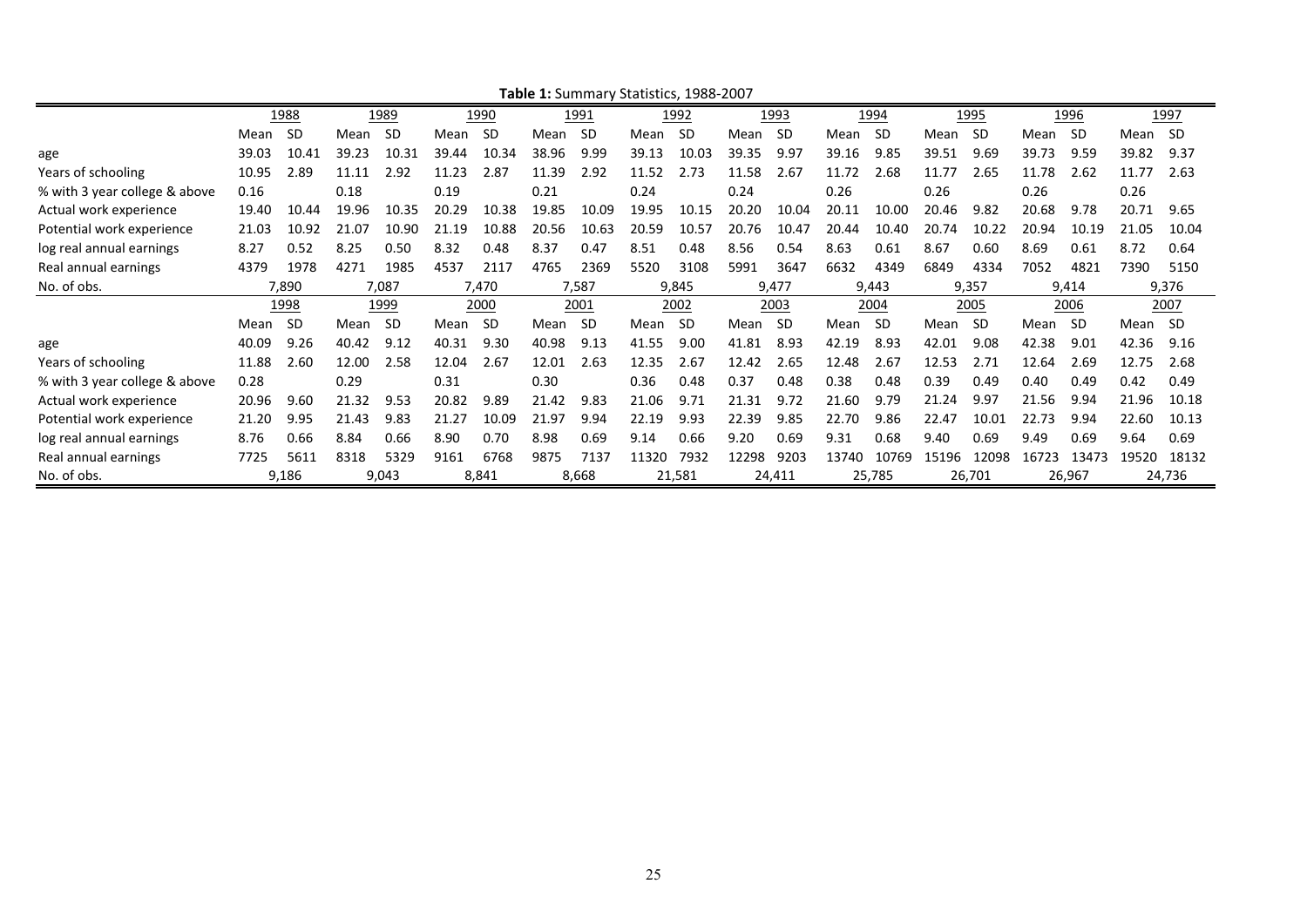**Table 1:** Summary Statistics, 1988-2007

| | 1988 | | 1989 | | 1990 | | 1991 | | 1992 | | 1993 | | 1994 | | 1995 | | 1996 | | 1997 | |
|---|---|---|---|---|---|---|---|---|---|---|---|---|---|---|---|---|---|---|---|---|
| | Mean | SD | Mean | SD | Mean | SD | Mean | SD | Mean | SD | Mean | SD | Mean | SD | Mean | SD | Mean | SD | Mean | SD |
| age | 39.03 | 10.41 | 39.23 | 10.31 | 39.44 | 10.34 | 38.96 | 9.99 | 39.13 | 10.03 | 39.35 | 9.97 | 39.16 | 9.85 | 39.51 | 9.69 | 39.73 | 9.59 | 39.82 | 9.37 |
| Years of schooling | 10.95 | 2.89 | 11.11 | 2.92 | 11.23 | 2.87 | 11.39 | 2.92 | 11.52 | 2.73 | 11.58 | 2.67 | 11.72 | 2.68 | 11.77 | 2.65 | 11.78 | 2.62 | 11.77 | 2.63 |
| % with 3 year college & above | 0.16 | | 0.18 | | 0.19 | | 0.21 | | 0.24 | | 0.24 | | 0.26 | | 0.26 | | 0.26 | | 0.26 | |
| Actual work experience | 19.40 | 10.44 | 19.96 | 10.35 | 20.29 | 10.38 | 19.85 | 10.09 | 19.95 | 10.15 | 20.20 | 10.04 | 20.11 | 10.00 | 20.46 | 9.82 | 20.68 | 9.78 | 20.71 | 9.65 |
| Potential work experience | 21.03 | 10.92 | 21.07 | 10.90 | 21.19 | 10.88 | 20.56 | 10.63 | 20.59 | 10.57 | 20.76 | 10.47 | 20.44 | 10.40 | 20.74 | 10.22 | 20.94 | 10.19 | 21.05 | 10.04 |
| log real annual earnings | 8.27 | 0.52 | 8.25 | 0.50 | 8.32 | 0.48 | 8.37 | 0.47 | 8.51 | 0.48 | 8.56 | 0.54 | 8.63 | 0.61 | 8.67 | 0.60 | 8.69 | 0.61 | 8.72 | 0.64 |
| Real annual earnings | 4379 | 1978 | 4271 | 1985 | 4537 | 2117 | 4765 | 2369 | 5520 | 3108 | 5991 | 3647 | 6632 | 4349 | 6849 | 4334 | 7052 | 4821 | 7390 | 5150 |
| No. of obs. | 7,890 | | 7,087 | | 7,470 | | 7,587 | | 9,845 | | 9,477 | | 9,443 | | 9,357 | | 9,414 | | 9,376 | |
| | 1998 | | 1999 | | 2000 | | 2001 | | 2002 | | 2003 | | 2004 | | 2005 | | 2006 | | 2007 | |
| | Mean | SD | Mean | SD | Mean | SD | Mean | SD | Mean | SD | Mean | SD | Mean | SD | Mean | SD | Mean | SD | Mean | SD |
| age | 40.09 | 9.26 | 40.42 | 9.12 | 40.31 | 9.30 | 40.98 | 9.13 | 41.55 | 9.00 | 41.81 | 8.93 | 42.19 | 8.93 | 42.01 | 9.08 | 42.38 | 9.01 | 42.36 | 9.16 |
| Years of schooling | 11.88 | 2.60 | 12.00 | 2.58 | 12.04 | 2.67 | 12.01 | 2.63 | 12.35 | 2.67 | 12.42 | 2.65 | 12.48 | 2.67 | 12.53 | 2.71 | 12.64 | 2.69 | 12.75 | 2.68 |
| % with 3 year college & above | 0.28 | | 0.29 | | 0.31 | | 0.30 | | 0.36 | 0.48 | 0.37 | 0.48 | 0.38 | 0.48 | 0.39 | 0.49 | 0.40 | 0.49 | 0.42 | 0.49 |
| Actual work experience | 20.96 | 9.60 | 21.32 | 9.53 | 20.82 | 9.89 | 21.42 | 9.83 | 21.06 | 9.71 | 21.31 | 9.72 | 21.60 | 9.79 | 21.24 | 9.97 | 21.56 | 9.94 | 21.96 | 10.18 |
| Potential work experience | 21.20 | 9.95 | 21.43 | 9.83 | 21.27 | 10.09 | 21.97 | 9.94 | 22.19 | 9.93 | 22.39 | 9.85 | 22.70 | 9.86 | 22.47 | 10.01 | 22.73 | 9.94 | 22.60 | 10.13 |
| log real annual earnings | 8.76 | 0.66 | 8.84 | 0.66 | 8.90 | 0.70 | 8.98 | 0.69 | 9.14 | 0.66 | 9.20 | 0.69 | 9.31 | 0.68 | 9.40 | 0.69 | 9.49 | 0.69 | 9.64 | 0.69 |
| Real annual earnings | 7725 | 5611 | 8318 | 5329 | 9161 | 6768 | 9875 | 7137 | 11320 | 7932 | 12298 | 9203 | 13740 | 10769 | 15196 | 12098 | 16723 | 13473 | 19520 | 18132 |
| No. of obs. | 9,186 | | 9,043 | | 8,841 | | 8,668 | | 21,581 | | 24,411 | | 25,785 | | 26,701 | | 26,967 | | 24,736 | |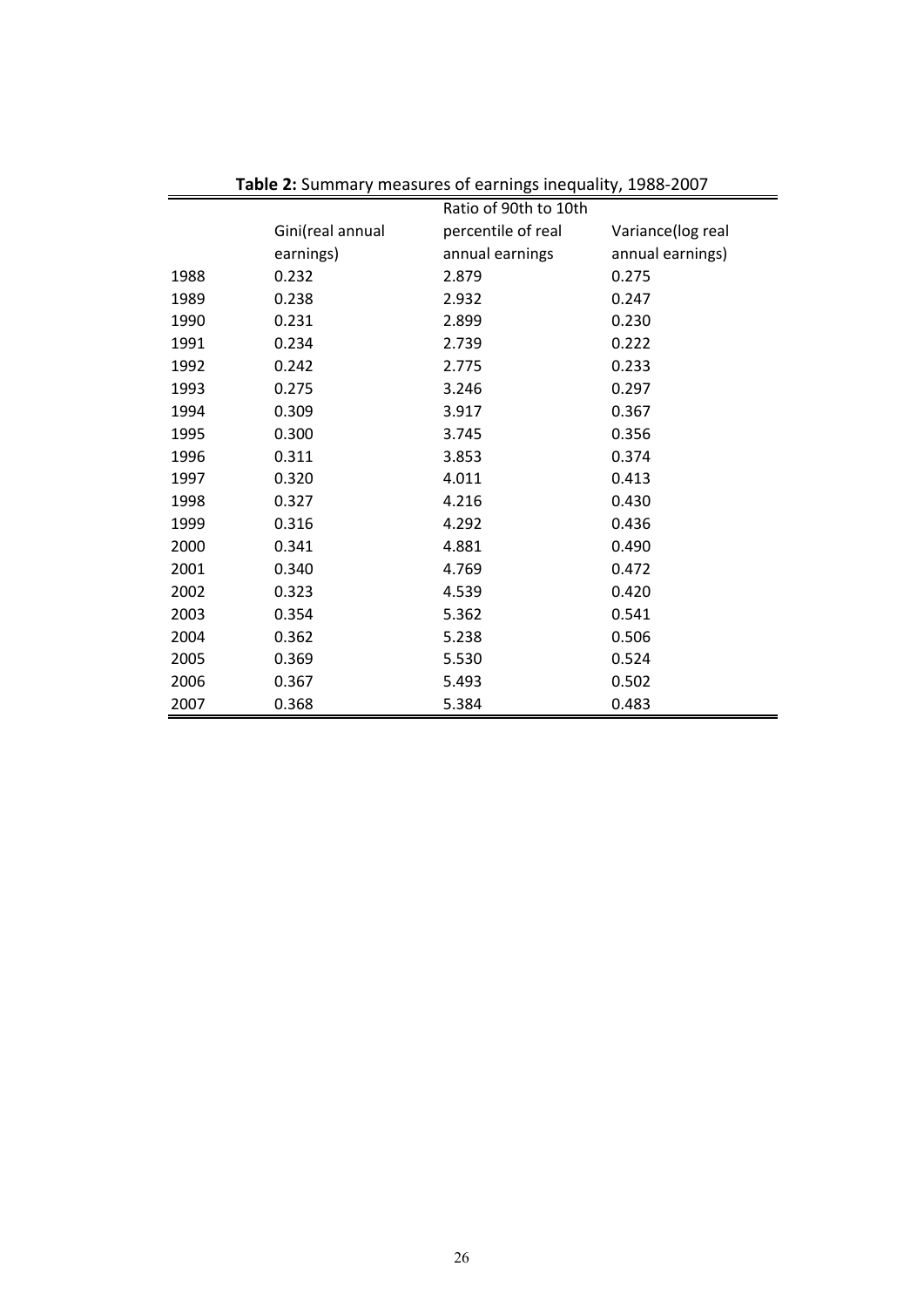**Table 2:** Summary measures of earnings inequality, 1988-2007

| | Gini(real annual earnings) | Ratio of 90th to 10th percentile of real annual earnings | Variance(log real annual earnings) |
|---|---|---|---|
| 1988 | 0.232 | 2.879 | 0.275 |
| 1989 | 0.238 | 2.932 | 0.247 |
| 1990 | 0.231 | 2.899 | 0.230 |
| 1991 | 0.234 | 2.739 | 0.222 |
| 1992 | 0.242 | 2.775 | 0.233 |
| 1993 | 0.275 | 3.246 | 0.297 |
| 1994 | 0.309 | 3.917 | 0.367 |
| 1995 | 0.300 | 3.745 | 0.356 |
| 1996 | 0.311 | 3.853 | 0.374 |
| 1997 | 0.320 | 4.011 | 0.413 |
| 1998 | 0.327 | 4.216 | 0.430 |
| 1999 | 0.316 | 4.292 | 0.436 |
| 2000 | 0.341 | 4.881 | 0.490 |
| 2001 | 0.340 | 4.769 | 0.472 |
| 2002 | 0.323 | 4.539 | 0.420 |
| 2003 | 0.354 | 5.362 | 0.541 |
| 2004 | 0.362 | 5.238 | 0.506 |
| 2005 | 0.369 | 5.530 | 0.524 |
| 2006 | 0.367 | 5.493 | 0.502 |
| 2007 | 0.368 | 5.384 | 0.483 |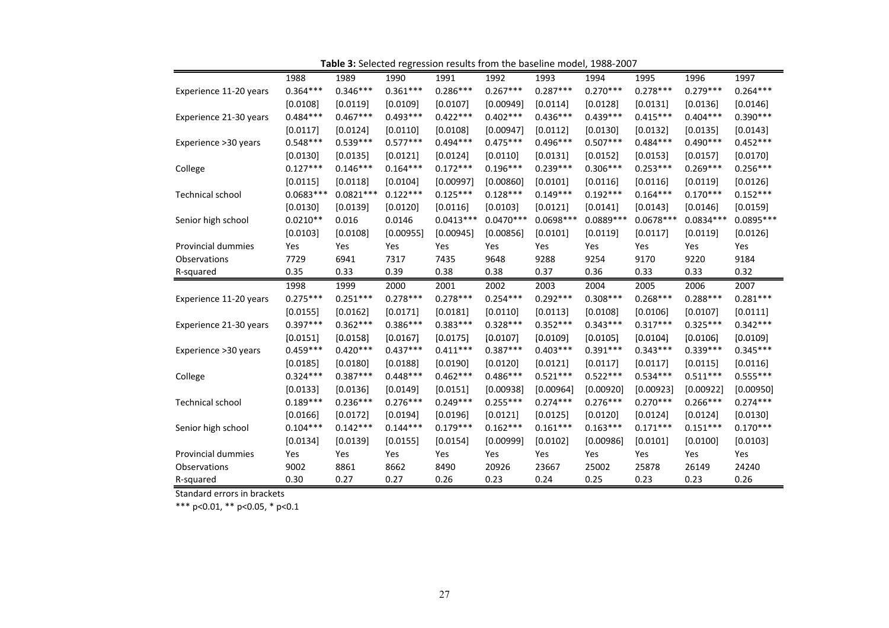**Table 3:** Selected regression results from the baseline model, 1988-2007

| | 1988 | 1989 | 1990 | 1991 | 1992 | 1993 | 1994 | 1995 | 1996 | 1997 |
|---|---|---|---|---|---|---|---|---|---|---|
| Experience 11-20 years | 0.364*** | 0.346*** | 0.361*** | 0.286*** | 0.267*** | 0.287*** | 0.270*** | 0.278*** | 0.279*** | 0.264*** |
| | [0.0108] | [0.0119] | [0.0109] | [0.0107] | [0.00949] | [0.0114] | [0.0128] | [0.0131] | [0.0136] | [0.0146] |
| Experience 21-30 years | 0.484*** | 0.467*** | 0.493*** | 0.422*** | 0.402*** | 0.436*** | 0.439*** | 0.415*** | 0.404*** | 0.390*** |
| | [0.0117] | [0.0124] | [0.0110] | [0.0108] | [0.00947] | [0.0112] | [0.0130] | [0.0132] | [0.0135] | [0.0143] |
| Experience >30 years | 0.548*** | 0.539*** | 0.577*** | 0.494*** | 0.475*** | 0.496*** | 0.507*** | 0.484*** | 0.490*** | 0.452*** |
| | [0.0130] | [0.0135] | [0.0121] | [0.0124] | [0.0110] | [0.0131] | [0.0152] | [0.0153] | [0.0157] | [0.0170] |
| College | 0.127*** | 0.146*** | 0.164*** | 0.172*** | 0.196*** | 0.239*** | 0.306*** | 0.253*** | 0.269*** | 0.256*** |
| | [0.0115] | [0.0118] | [0.0104] | [0.00997] | [0.00860] | [0.0101] | [0.0116] | [0.0116] | [0.0119] | [0.0126] |
| Technical school | 0.0683*** | 0.0821*** | 0.122*** | 0.125*** | 0.128*** | 0.149*** | 0.192*** | 0.164*** | 0.170*** | 0.152*** |
| | [0.0130] | [0.0139] | [0.0120] | [0.0116] | [0.0103] | [0.0121] | [0.0141] | [0.0143] | [0.0146] | [0.0159] |
| Senior high school | 0.0210** | 0.016 | 0.0146 | 0.0413*** | 0.0470*** | 0.0698*** | 0.0889*** | 0.0678*** | 0.0834*** | 0.0895*** |
| | [0.0103] | [0.0108] | [0.00955] | [0.00945] | [0.00856] | [0.0101] | [0.0119] | [0.0117] | [0.0119] | [0.0126] |
| Provincial dummies | Yes | Yes | Yes | Yes | Yes | Yes | Yes | Yes | Yes | Yes |
| Observations | 7729 | 6941 | 7317 | 7435 | 9648 | 9288 | 9254 | 9170 | 9220 | 9184 |
| R-squared | 0.35 | 0.33 | 0.39 | 0.38 | 0.38 | 0.37 | 0.36 | 0.33 | 0.33 | 0.32 |
| | **1998** | **1999** | **2000** | **2001** | **2002** | **2003** | **2004** | **2005** | **2006** | **2007** |
| Experience 11-20 years | 0.275*** | 0.251*** | 0.278*** | 0.278*** | 0.254*** | 0.292*** | 0.308*** | 0.268*** | 0.288*** | 0.281*** |
| | [0.0155] | [0.0162] | [0.0171] | [0.0181] | [0.0110] | [0.0113] | [0.0108] | [0.0106] | [0.0107] | [0.0111] |
| Experience 21-30 years | 0.397*** | 0.362*** | 0.386*** | 0.383*** | 0.328*** | 0.352*** | 0.343*** | 0.317*** | 0.325*** | 0.342*** |
| | [0.0151] | [0.0158] | [0.0167] | [0.0175] | [0.0107] | [0.0109] | [0.0105] | [0.0104] | [0.0106] | [0.0109] |
| Experience >30 years | 0.459*** | 0.420*** | 0.437*** | 0.411*** | 0.387*** | 0.403*** | 0.391*** | 0.343*** | 0.339*** | 0.345*** |
| | [0.0185] | [0.0180] | [0.0188] | [0.0190] | [0.0120] | [0.0121] | [0.0117] | [0.0117] | [0.0115] | [0.0116] |
| College | 0.324*** | 0.387*** | 0.448*** | 0.462*** | 0.486*** | 0.521*** | 0.522*** | 0.534*** | 0.511*** | 0.555*** |
| | [0.0133] | [0.0136] | [0.0149] | [0.0151] | [0.00938] | [0.00964] | [0.00920] | [0.00923] | [0.00922] | [0.00950] |
| Technical school | 0.189*** | 0.236*** | 0.276*** | 0.249*** | 0.255*** | 0.274*** | 0.276*** | 0.270*** | 0.266*** | 0.274*** |
| | [0.0166] | [0.0172] | [0.0194] | [0.0196] | [0.0121] | [0.0125] | [0.0120] | [0.0124] | [0.0124] | [0.0130] |
| Senior high school | 0.104*** | 0.142*** | 0.144*** | 0.179*** | 0.162*** | 0.161*** | 0.163*** | 0.171*** | 0.151*** | 0.170*** |
| | [0.0134] | [0.0139] | [0.0155] | [0.0154] | [0.00999] | [0.0102] | [0.00986] | [0.0101] | [0.0100] | [0.0103] |
| Provincial dummies | Yes | Yes | Yes | Yes | Yes | Yes | Yes | Yes | Yes | Yes |
| Observations | 9002 | 8861 | 8662 | 8490 | 20926 | 23667 | 25002 | 25878 | 26149 | 24240 |
| R-squared | 0.30 | 0.27 | 0.27 | 0.26 | 0.23 | 0.24 | 0.25 | 0.23 | 0.23 | 0.26 |

Standard errors in brackets

*** p<0.01, ** p<0.05, * p<0.1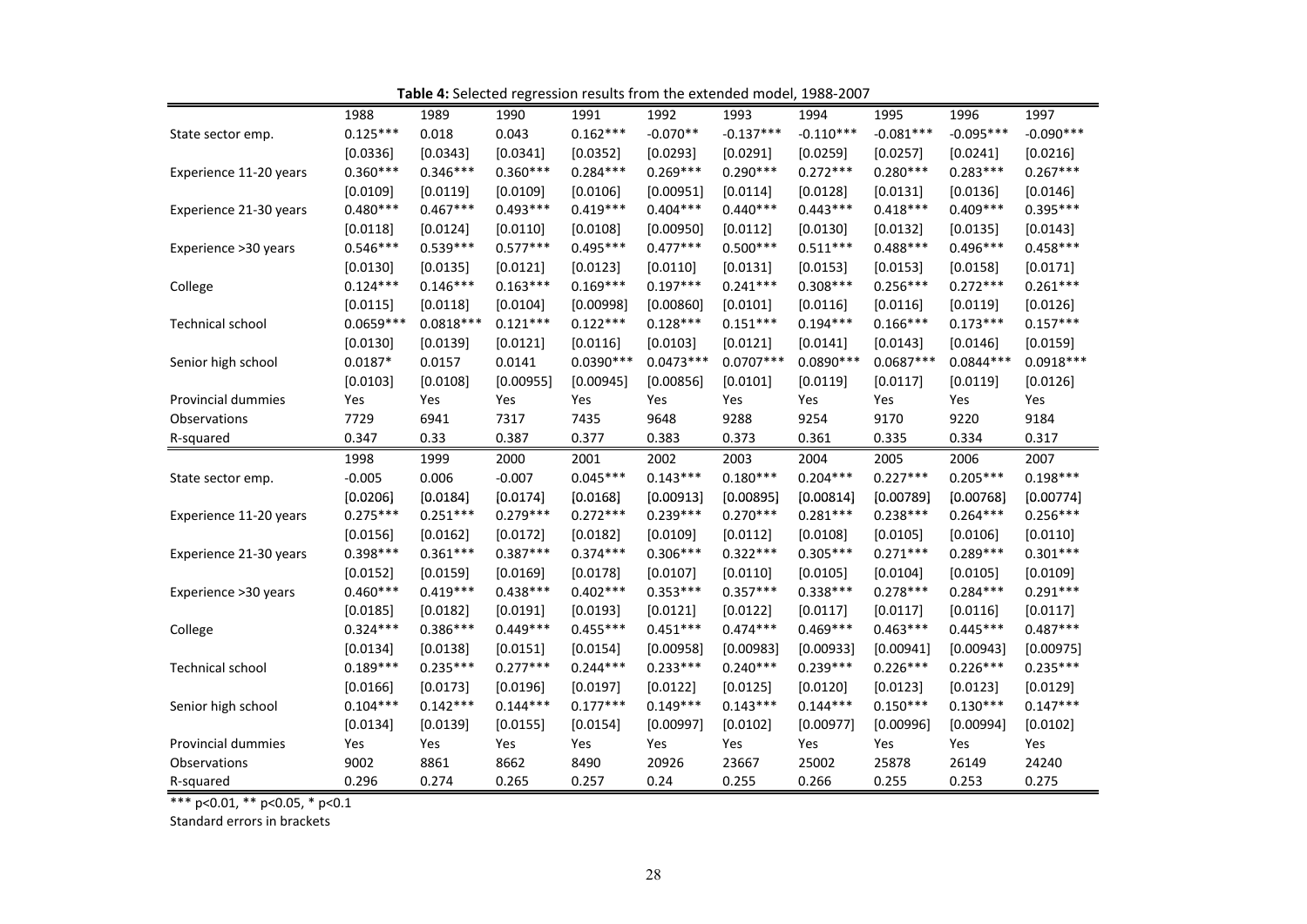**Table 4:** Selected regression results from the extended model, 1988-2007

| | 1988 | 1989 | 1990 | 1991 | 1992 | 1993 | 1994 | 1995 | 1996 | 1997 |
|---|---|---|---|---|---|---|---|---|---|---|
| State sector emp. | 0.125*** | 0.018 | 0.043 | 0.162*** | -0.070** | -0.137*** | -0.110*** | -0.081*** | -0.095*** | -0.090*** |
| | [0.0336] | [0.0343] | [0.0341] | [0.0352] | [0.0293] | [0.0291] | [0.0259] | [0.0257] | [0.0241] | [0.0216] |
| Experience 11-20 years | 0.360*** | 0.346*** | 0.360*** | 0.284*** | 0.269*** | 0.290*** | 0.272*** | 0.280*** | 0.283*** | 0.267*** |
| | [0.0109] | [0.0119] | [0.0109] | [0.0106] | [0.00951] | [0.0114] | [0.0128] | [0.0131] | [0.0136] | [0.0146] |
| Experience 21-30 years | 0.480*** | 0.467*** | 0.493*** | 0.419*** | 0.404*** | 0.440*** | 0.443*** | 0.418*** | 0.409*** | 0.395*** |
| | [0.0118] | [0.0124] | [0.0110] | [0.0108] | [0.00950] | [0.0112] | [0.0130] | [0.0132] | [0.0135] | [0.0143] |
| Experience >30 years | 0.546*** | 0.539*** | 0.577*** | 0.495*** | 0.477*** | 0.500*** | 0.511*** | 0.488*** | 0.496*** | 0.458*** |
| | [0.0130] | [0.0135] | [0.0121] | [0.0123] | [0.0110] | [0.0131] | [0.0153] | [0.0153] | [0.0158] | [0.0171] |
| College | 0.124*** | 0.146*** | 0.163*** | 0.169*** | 0.197*** | 0.241*** | 0.308*** | 0.256*** | 0.272*** | 0.261*** |
| | [0.0115] | [0.0118] | [0.0104] | [0.00998] | [0.00860] | [0.0101] | [0.0116] | [0.0116] | [0.0119] | [0.0126] |
| Technical school | 0.0659*** | 0.0818*** | 0.121*** | 0.122*** | 0.128*** | 0.151*** | 0.194*** | 0.166*** | 0.173*** | 0.157*** |
| | [0.0130] | [0.0139] | [0.0121] | [0.0116] | [0.0103] | [0.0121] | [0.0141] | [0.0143] | [0.0146] | [0.0159] |
| Senior high school | 0.0187* | 0.0157 | 0.0141 | 0.0390*** | 0.0473*** | 0.0707*** | 0.0890*** | 0.0687*** | 0.0844*** | 0.0918*** |
| | [0.0103] | [0.0108] | [0.00955] | [0.00945] | [0.00856] | [0.0101] | [0.0119] | [0.0117] | [0.0119] | [0.0126] |
| Provincial dummies | Yes | Yes | Yes | Yes | Yes | Yes | Yes | Yes | Yes | Yes |
| Observations | 7729 | 6941 | 7317 | 7435 | 9648 | 9288 | 9254 | 9170 | 9220 | 9184 |
| R-squared | 0.347 | 0.33 | 0.387 | 0.377 | 0.383 | 0.373 | 0.361 | 0.335 | 0.334 | 0.317 |
| | **1998** | **1999** | **2000** | **2001** | **2002** | **2003** | **2004** | **2005** | **2006** | **2007** |
| State sector emp. | -0.005 | 0.006 | -0.007 | 0.045*** | 0.143*** | 0.180*** | 0.204*** | 0.227*** | 0.205*** | 0.198*** |
| | [0.0206] | [0.0184] | [0.0174] | [0.0168] | [0.00913] | [0.00895] | [0.00814] | [0.00789] | [0.00768] | [0.00774] |
| Experience 11-20 years | 0.275*** | 0.251*** | 0.279*** | 0.272*** | 0.239*** | 0.270*** | 0.281*** | 0.238*** | 0.264*** | 0.256*** |
| | [0.0156] | [0.0162] | [0.0172] | [0.0182] | [0.0109] | [0.0112] | [0.0108] | [0.0105] | [0.0106] | [0.0110] |
| Experience 21-30 years | 0.398*** | 0.361*** | 0.387*** | 0.374*** | 0.306*** | 0.322*** | 0.305*** | 0.271*** | 0.289*** | 0.301*** |
| | [0.0152] | [0.0159] | [0.0169] | [0.0178] | [0.0107] | [0.0110] | [0.0105] | [0.0104] | [0.0105] | [0.0109] |
| Experience >30 years | 0.460*** | 0.419*** | 0.438*** | 0.402*** | 0.353*** | 0.357*** | 0.338*** | 0.278*** | 0.284*** | 0.291*** |
| | [0.0185] | [0.0182] | [0.0191] | [0.0193] | [0.0121] | [0.0122] | [0.0117] | [0.0117] | [0.0116] | [0.0117] |
| College | 0.324*** | 0.386*** | 0.449*** | 0.455*** | 0.451*** | 0.474*** | 0.469*** | 0.463*** | 0.445*** | 0.487*** |
| | [0.0134] | [0.0138] | [0.0151] | [0.0154] | [0.00958] | [0.00983] | [0.00933] | [0.00941] | [0.00943] | [0.00975] |
| Technical school | 0.189*** | 0.235*** | 0.277*** | 0.244*** | 0.233*** | 0.240*** | 0.239*** | 0.226*** | 0.226*** | 0.235*** |
| | [0.0166] | [0.0173] | [0.0196] | [0.0197] | [0.0122] | [0.0125] | [0.0120] | [0.0123] | [0.0123] | [0.0129] |
| Senior high school | 0.104*** | 0.142*** | 0.144*** | 0.177*** | 0.149*** | 0.143*** | 0.144*** | 0.150*** | 0.130*** | 0.147*** |
| | [0.0134] | [0.0139] | [0.0155] | [0.0154] | [0.00997] | [0.0102] | [0.00977] | [0.00996] | [0.00994] | [0.0102] |
| Provincial dummies | Yes | Yes | Yes | Yes | Yes | Yes | Yes | Yes | Yes | Yes |
| Observations | 9002 | 8861 | 8662 | 8490 | 20926 | 23667 | 25002 | 25878 | 26149 | 24240 |
| R-squared | 0.296 | 0.274 | 0.265 | 0.257 | 0.24 | 0.255 | 0.266 | 0.255 | 0.253 | 0.275 |

*** p<0.01, ** p<0.05, * p<0.1

Standard errors in brackets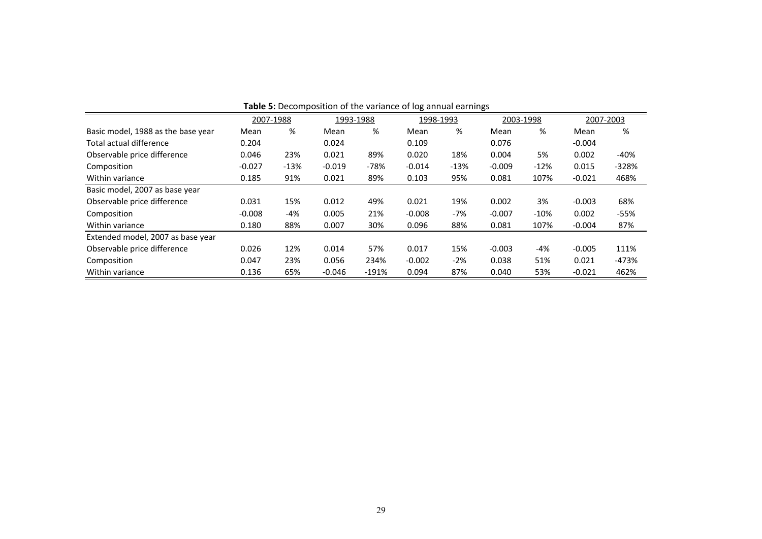**Table 5:** Decomposition of the variance of log annual earnings

| | 2007-1988 | | 1993-1988 | | 1998-1993 | | 2003-1998 | | 2007-2003 | |
|---|---|---|---|---|---|---|---|---|---|---|
| Basic model, 1988 as the base year | Mean | % | Mean | % | Mean | % | Mean | % | Mean | % |
| Total actual difference | 0.204 | | 0.024 | | 0.109 | | 0.076 | | -0.004 | |
| Observable price difference | 0.046 | 23% | 0.021 | 89% | 0.020 | 18% | 0.004 | 5% | 0.002 | -40% |
| Composition | -0.027 | -13% | -0.019 | -78% | -0.014 | -13% | -0.009 | -12% | 0.015 | -328% |
| Within variance | 0.185 | 91% | 0.021 | 89% | 0.103 | 95% | 0.081 | 107% | -0.021 | 468% |
| Basic model, 2007 as base year | | | | | | | | | | |
| Observable price difference | 0.031 | 15% | 0.012 | 49% | 0.021 | 19% | 0.002 | 3% | -0.003 | 68% |
| Composition | -0.008 | -4% | 0.005 | 21% | -0.008 | -7% | -0.007 | -10% | 0.002 | -55% |
| Within variance | 0.180 | 88% | 0.007 | 30% | 0.096 | 88% | 0.081 | 107% | -0.004 | 87% |
| Extended model, 2007 as base year | | | | | | | | | | |
| Observable price difference | 0.026 | 12% | 0.014 | 57% | 0.017 | 15% | -0.003 | -4% | -0.005 | 111% |
| Composition | 0.047 | 23% | 0.056 | 234% | -0.002 | -2% | 0.038 | 51% | 0.021 | -473% |
| Within variance | 0.136 | 65% | -0.046 | -191% | 0.094 | 87% | 0.040 | 53% | -0.021 | 462% |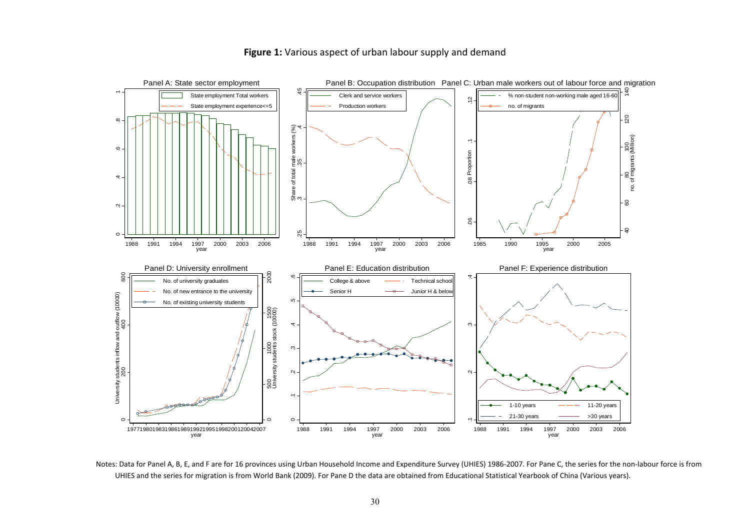**Figure 1:** Various aspect of urban labour supply and demand

Notes: Data for Panel A, B, E, and F are for 16 provinces using Urban Household Income and Expenditure Survey (UHIES) 1986-2007. For Pane C, the series for the non-labour force is from UHIES and the series for migration is from World Bank (2009). For Pane D the data are obtained from Educational Statistical Yearbook of China (Various years).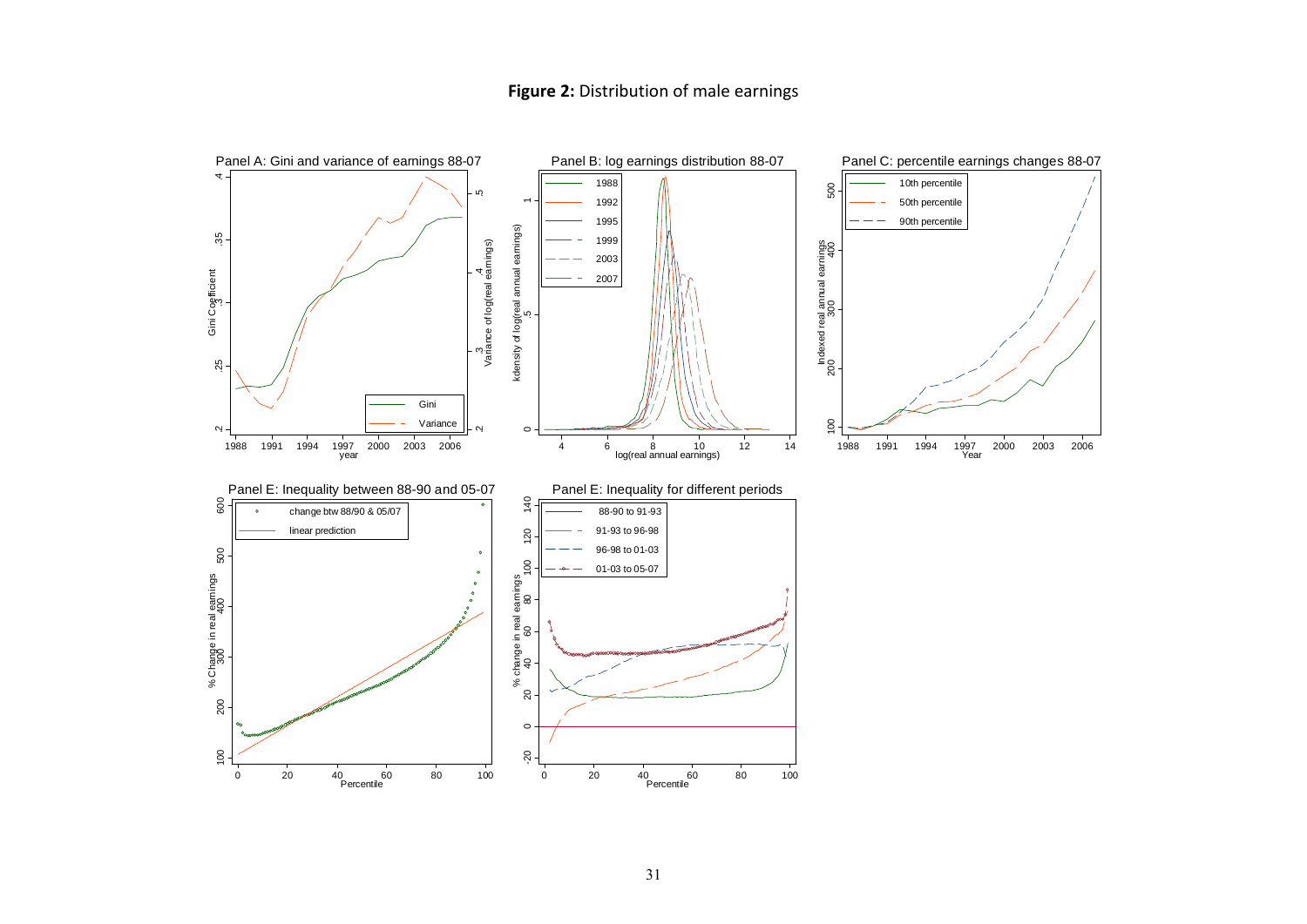**Figure 2:** Distribution of male earnings

Panel A: Gini and variance of earnings 88-07

Panel B: log earnings distribution 88-07

Panel C: percentile earnings changes 88-07

Panel E: Inequality between 88-90 and 05-07

Panel E: Inequality for different periods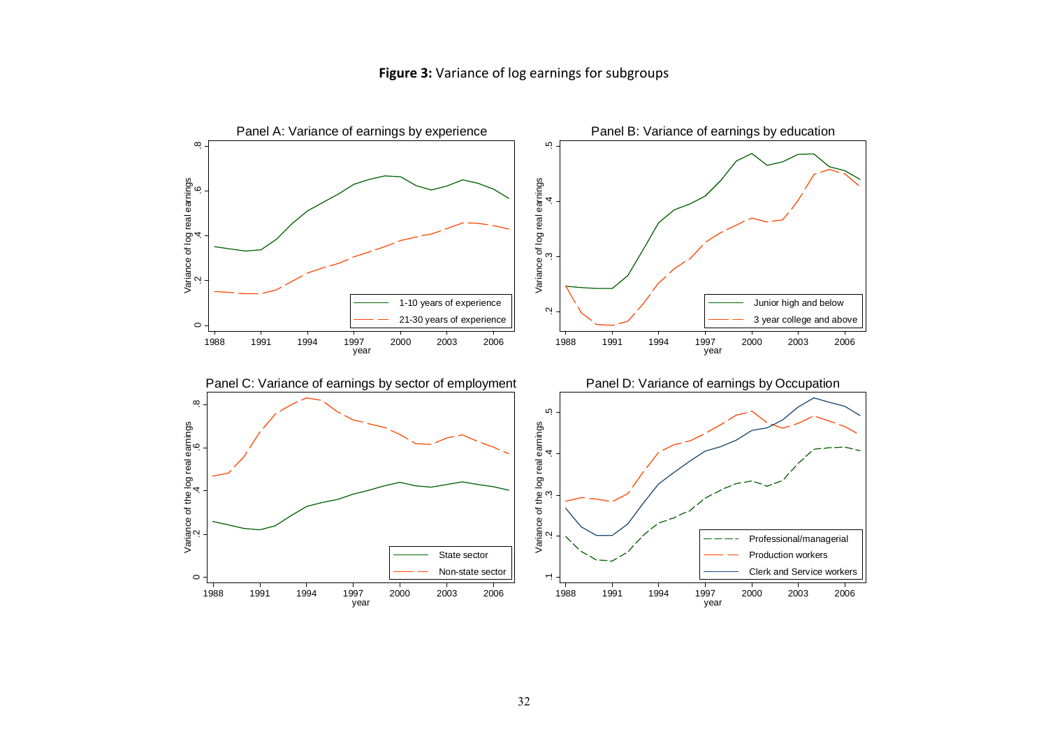**Figure 3:** Variance of log earnings for subgroups

Panel A: Variance of earnings by experience

Panel B: Variance of earnings by education

Panel C: Variance of earnings by sector of employment

Panel D: Variance of earnings by Occupation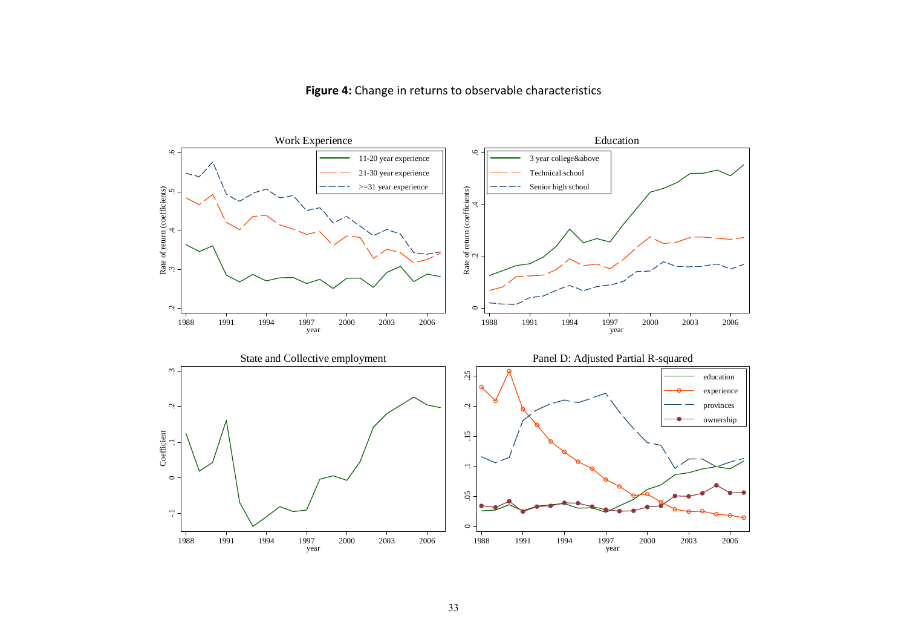**Figure 4:** Change in returns to observable characteristics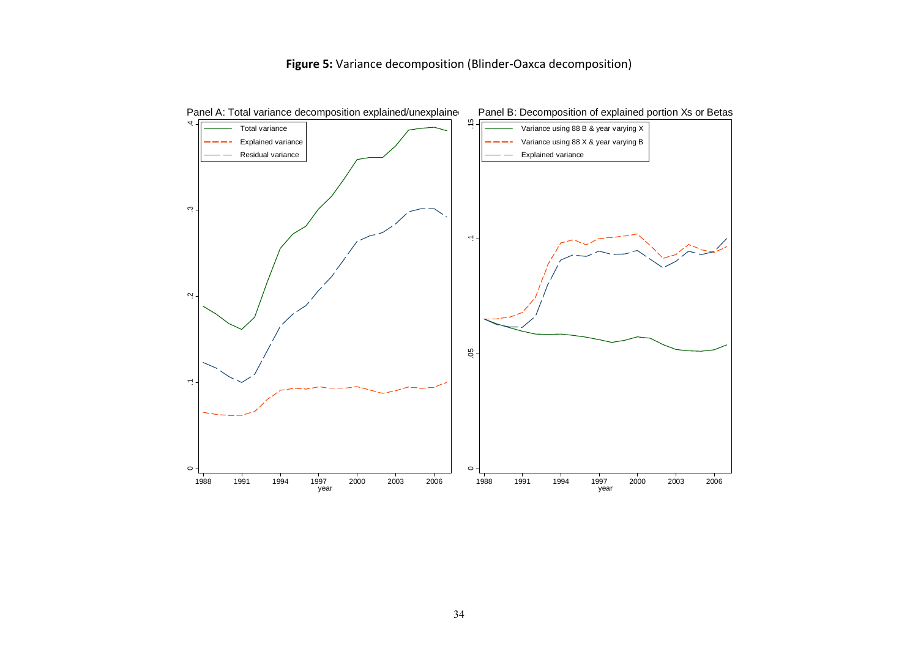**Figure 5:** Variance decomposition (Blinder-Oaxca decomposition)

Panel A: Total variance decomposition explained/unexplained

Panel B: Decomposition of explained portion Xs or Betas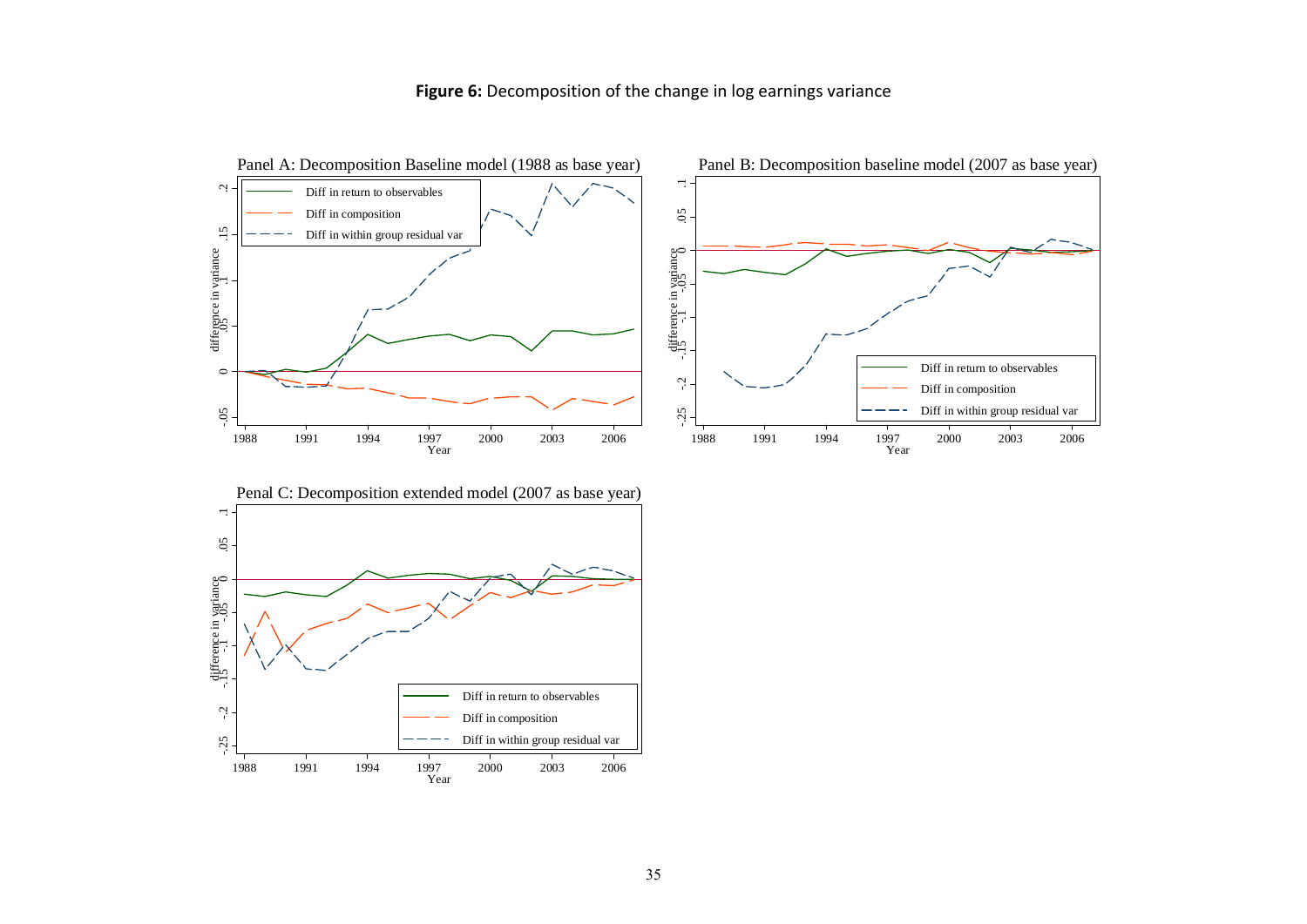**Figure 6:** Decomposition of the change in log earnings variance

Panel A: Decomposition Baseline model (1988 as base year)

Panel B: Decomposition baseline model (2007 as base year)

Penal C: Decomposition extended model (2007 as base year)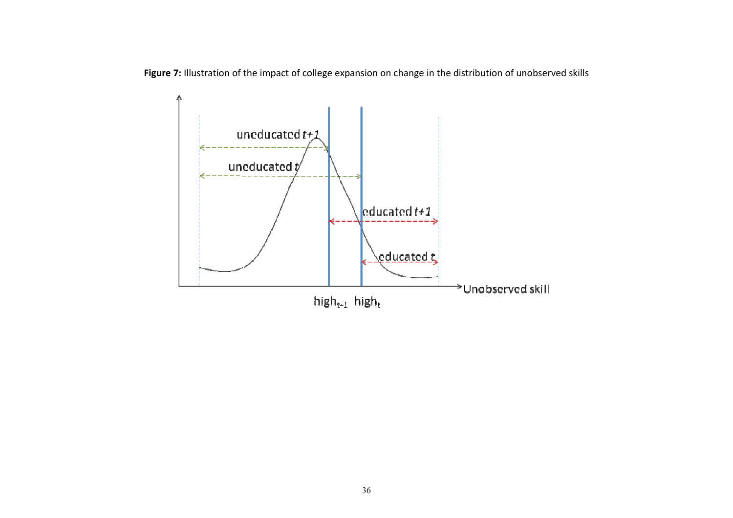**Figure 7:** Illustration of the impact of college expansion on change in the distribution of unobserved skills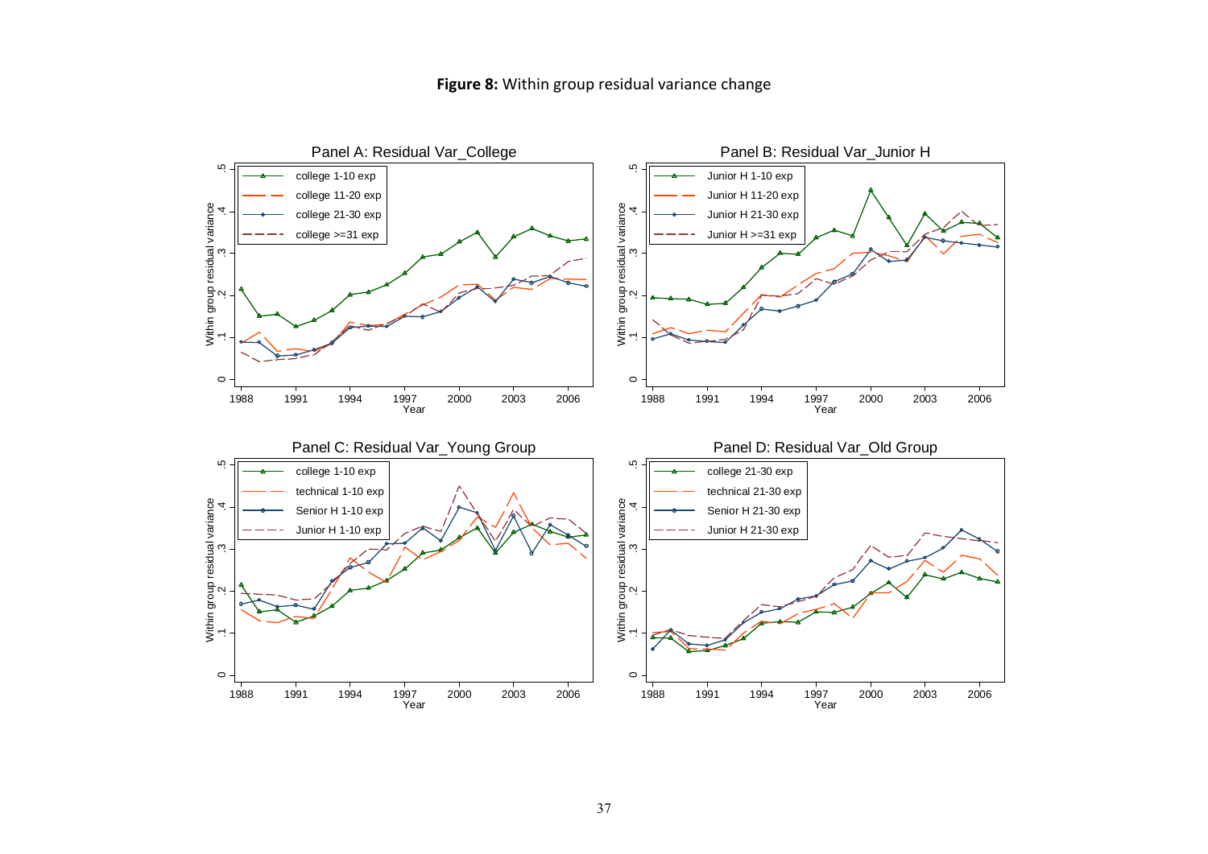**Figure 8:** Within group residual variance change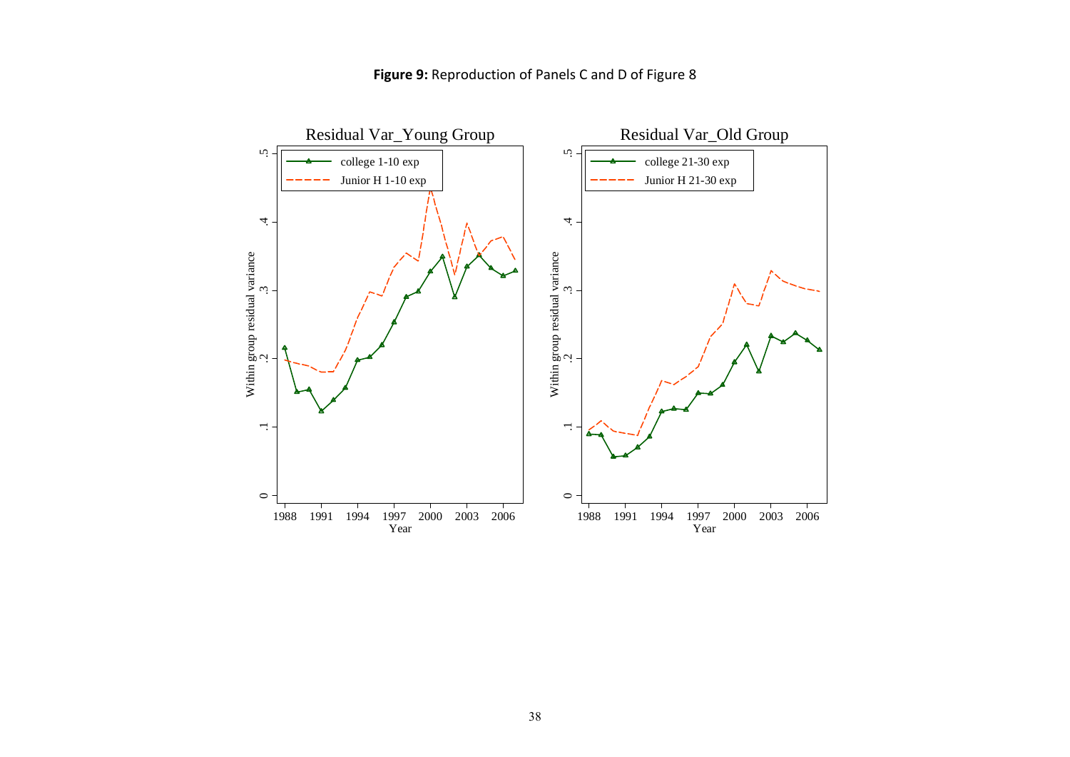**Figure 9:** Reproduction of Panels C and D of Figure 8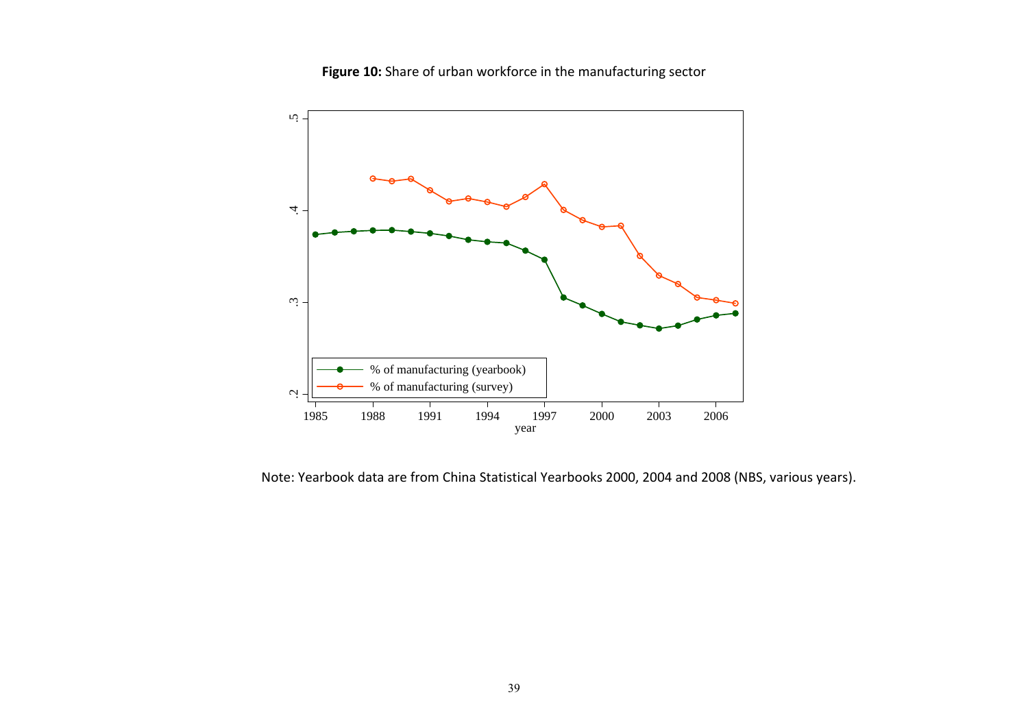**Figure 10:** Share of urban workforce in the manufacturing sector

Note: Yearbook data are from China Statistical Yearbooks 2000, 2004 and 2008 (NBS, various years).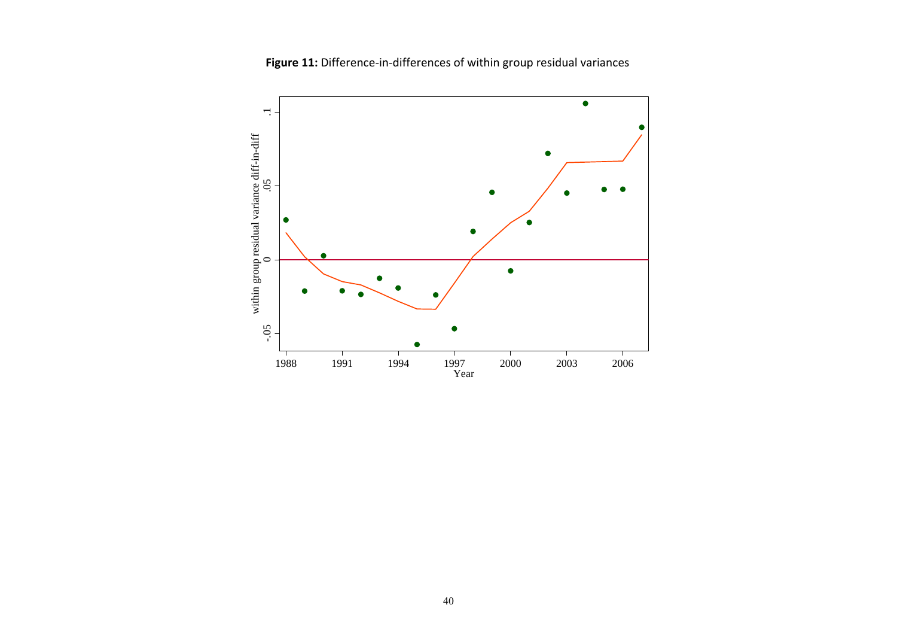**Figure 11:** Difference-in-differences of within group residual variances

within group residual variance diff-in-diff

.1

.05

0

-.05

1988 1991 1994 1997 2000 2003 2006

Year